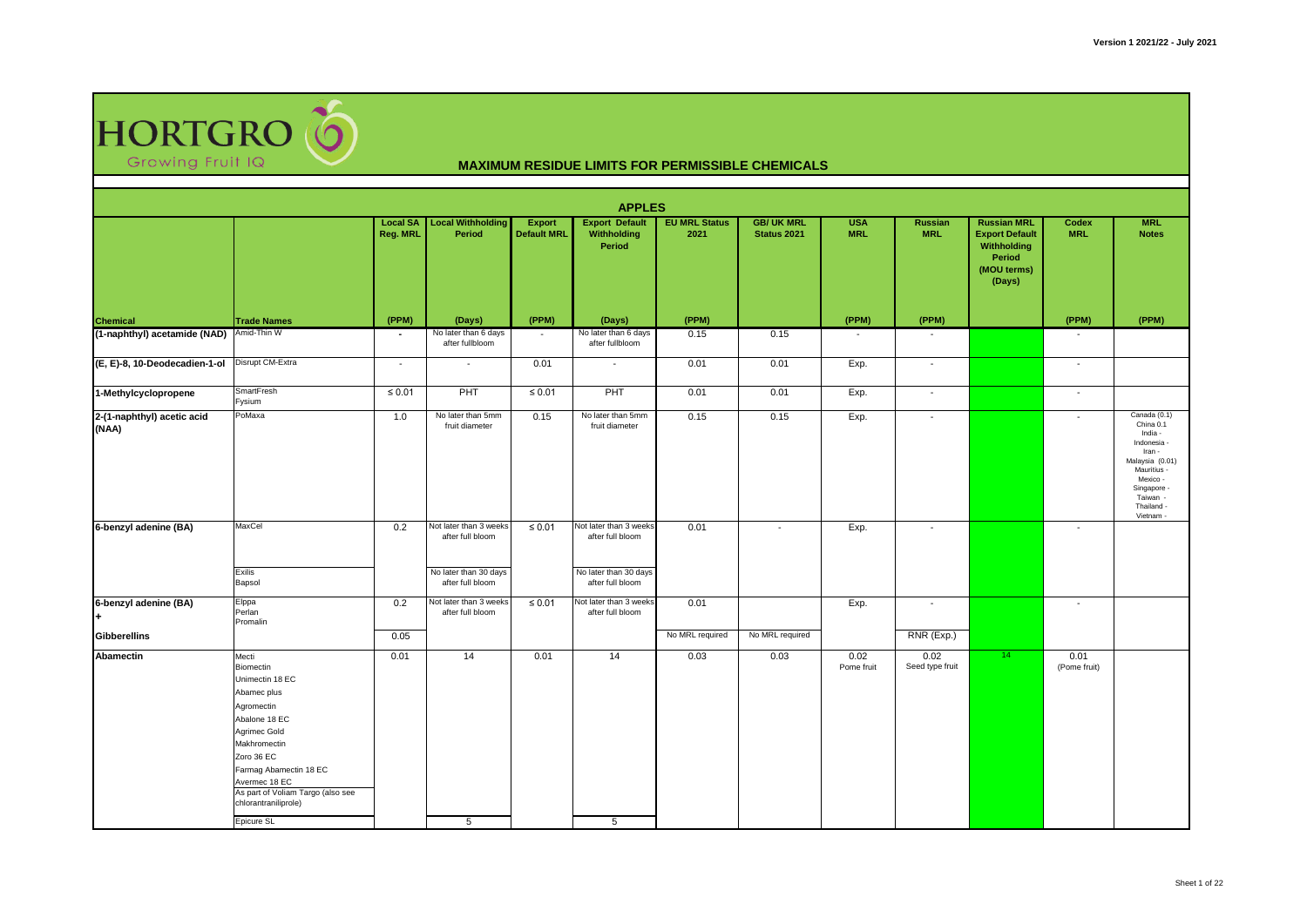HORTGRO Growing Fruit IQ

Version 1 2021/22 - July 2021

# MAXIMUM RESIDUE LIMITS FOR PERMISSIBLE CHEMICALS

## APPLES

| Chemical | Trade Names | Local SA Reg. MRL (PPM) | Local Withholding Period (Days) | Export Default MRL (PPM) | Export Default Withholding Period (Days) | EU MRL Status 2021 (PPM) | GB/ UK MRL Status 2021 | USA MRL (PPM) | Russian MRL (PPM) | Russian MRL Export Default Withholding Period (MOU terms) (Days) | Codex MRL (PPM) | MRL Notes (PPM) |
|---|---|---|---|---|---|---|---|---|---|---|---|---|
| (1-naphthyl) acetamide (NAD) | Amid-Thin W | - | No later than 6 days after fullbloom | - | No later than 6 days after fullbloom | 0.15 | 0.15 | - | - | | - | |
| (E, E)-8, 10-Deodecadien-1-ol | Disrupt CM-Extra | - | - | 0.01 | - | 0.01 | 0.01 | Exp. | - | | - | |
| 1-Methylcyclopropene | SmartFresh<br>Fysium | ≤ 0.01 | PHT | ≤ 0.01 | PHT | 0.01 | 0.01 | Exp. | - | | - | |
| 2-(1-naphthyl) acetic acid (NAA) | PoMaxa | 1.0 | No later than 5mm fruit diameter | 0.15 | No later than 5mm fruit diameter | 0.15 | 0.15 | Exp. | - | | - | Canada (0.1)<br>China 0.1<br>India -<br>Indonesia -<br>Iran -<br>Malaysia (0.01)<br>Mauritius -<br>Mexico -<br>Singapore -<br>Taiwan -<br>Thailand -<br>Vietnam - |
| 6-benzyl adenine (BA) | MaxCel<br><br>Exilis<br>Bapsol | 0.2 | Not later than 3 weeks after full bloom<br><br>No later than 30 days after full bloom | ≤ 0.01 | Not later than 3 weeks after full bloom<br><br>No later than 30 days after full bloom | 0.01 | - | Exp. | - | | - | |
| 6-benzyl adenine (BA)<br>+ | Elppa<br>Perlan<br>Promalin | 0.2 | Not later than 3 weeks after full bloom | ≤ 0.01 | Not later than 3 weeks after full bloom | 0.01 | | Exp. | - | | - | |
| Gibberellins | | 0.05 | | | | No MRL required | No MRL required | | RNR (Exp.) | | | |
| Abamectin | Mecti<br>Biomectin<br>Unimectin 18 EC<br>Abamec plus<br>Agromectin<br>Abalone 18 EC<br>Agrimec Gold<br>Makhromectin<br>Zoro 36 EC<br>Farmag Abamectin 18 EC<br>Avermec 18 EC<br>As part of Voliam Targo (also see chlorantraniliprole)<br>Epicure SL | 0.01 | 14<br><br><br><br><br><br><br><br><br><br><br><br>5 | 0.01 | 14<br><br><br><br><br><br><br><br><br><br><br><br>5 | 0.03 | 0.03 | 0.02<br>Pome fruit | 0.02<br>Seed type fruit | 14 | 0.01<br>(Pome fruit) | |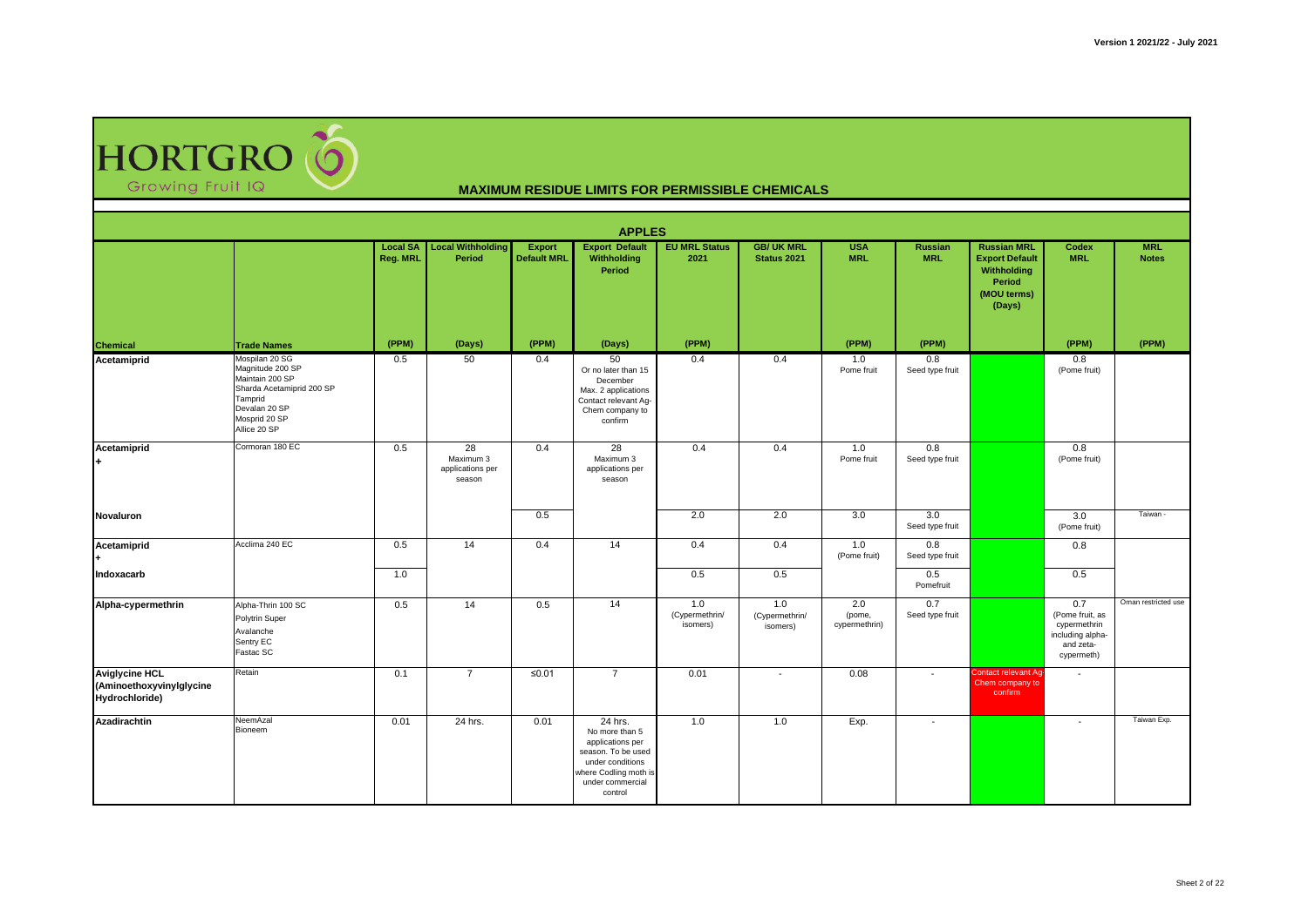# HORTGRO Growing Fruit IQ

## MAXIMUM RESIDUE LIMITS FOR PERMISSIBLE CHEMICALS

### APPLES

| Chemical | Trade Names | Local SA Reg. MRL | Local Withholding Period | Export Default MRL | Export Default Withholding Period | EU MRL Status 2021 | GB/ UK MRL Status 2021 | USA MRL | Russian MRL | Russian MRL Export Default Withholding Period (MOU terms) (Days) | Codex MRL | MRL Notes |
|---|---|---|---|---|---|---|---|---|---|---|---|---|
| | | (PPM) | (Days) | (PPM) | (Days) | (PPM) | | (PPM) | (PPM) | | (PPM) | (PPM) |
| **Acetamiprid** | Mospilan 20 SG<br>Magnitude 200 SP<br>Maintain 200 SP<br>Sharda Acetamiprid 200 SP<br>Tamprid<br>Devalan 20 SP<br>Mosprid 20 SP<br>Allice 20 SP | 0.5 | 50 | 0.4 | 50<br>Or no later than 15 December<br>Max. 2 applications<br>Contact relevant Ag-Chem company to confirm | 0.4 | 0.4 | 1.0<br>Pome fruit | 0.8<br>Seed type fruit | | 0.8<br>(Pome fruit) | |
| **Acetamiprid**<br>**+** | Cormoran 180 EC | 0.5 | 28<br>Maximum 3 applications per season | 0.4 | 28<br>Maximum 3 applications per season | 0.4 | 0.4 | 1.0<br>Pome fruit | 0.8<br>Seed type fruit | | 0.8<br>(Pome fruit) | |
| **Novaluron** | | | | 0.5 | | 2.0 | 2.0 | 3.0 | 3.0<br>Seed type fruit | | 3.0<br>(Pome fruit) | Taiwan - |
| **Acetamiprid**<br>**+** | Acclima 240 EC | 0.5 | 14 | 0.4 | 14 | 0.4 | 0.4 | 1.0<br>(Pome fruit) | 0.8<br>Seed type fruit | | 0.8 | |
| **Indoxacarb** | | 1.0 | | | | 0.5 | 0.5 | | 0.5<br>Pomefruit | | 0.5 | |
| **Alpha-cypermethrin** | Alpha-Thrin 100 SC<br>Polytrin Super<br>Avalanche<br>Sentry EC<br>Fastac SC | 0.5 | 14 | 0.5 | 14 | 1.0<br>(Cypermethrin/ isomers) | 1.0<br>(Cypermethrin/ isomers) | 2.0<br>(pome, cypermethrin) | 0.7<br>Seed type fruit | | 0.7<br>(Pome fruit, as cypermethrin including alpha- and zeta-cypermeth) | Oman restricted use |
| **Aviglycine HCL (Aminoethoxyvinylglycine Hydrochloride)** | Retain | 0.1 | 7 | ≤0.01 | 7 | 0.01 | - | 0.08 | - | Contact relevant Ag-Chem company to confirm | - | |
| **Azadirachtin** | NeemAzal<br>Bioneem | 0.01 | 24 hrs. | 0.01 | 24 hrs.<br>No more than 5 applications per season. To be used under conditions where Codling moth is under commercial control | 1.0 | 1.0 | Exp. | - | | - | Taiwan Exp. |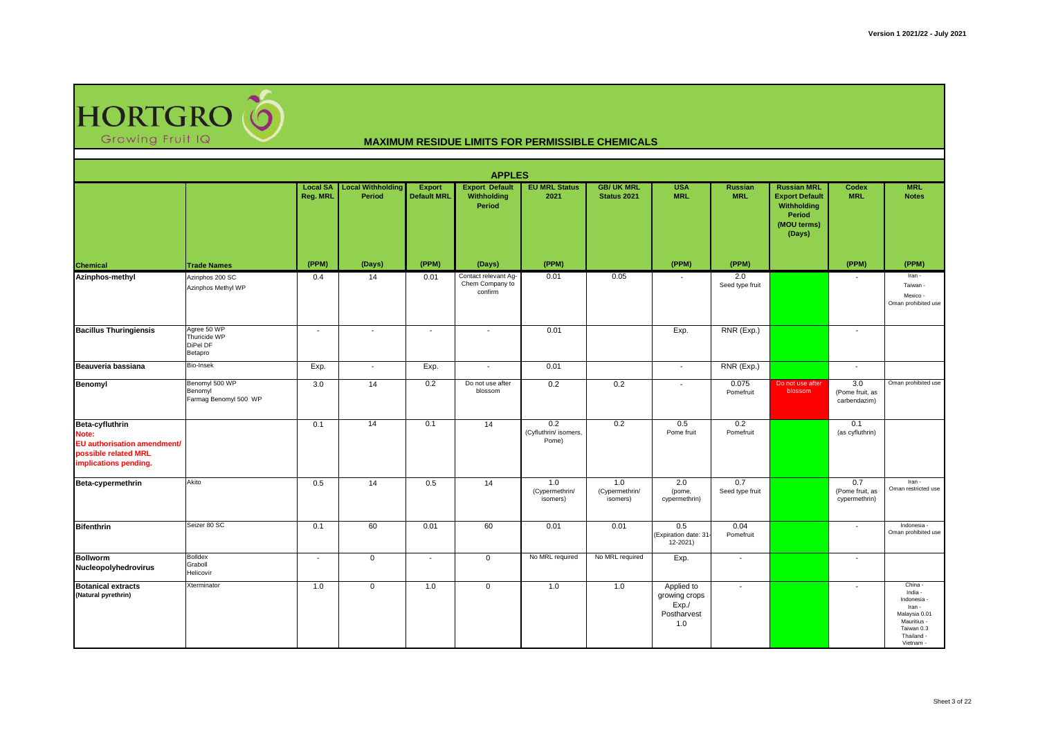Version 1 2021/22 - July 2021

HORTGRO Growing Fruit IQ

# MAXIMUM RESIDUE LIMITS FOR PERMISSIBLE CHEMICALS

## APPLES

| Chemical | Trade Names | Local SA Reg. MRL (PPM) | Local Withholding Period (Days) | Export Default MRL (PPM) | Export Default Withholding Period (Days) | EU MRL Status 2021 (PPM) | GB/ UK MRL Status 2021 | USA MRL (PPM) | Russian MRL (PPM) | Russian MRL Export Default Withholding Period (MOU terms) (Days) | Codex MRL (PPM) | MRL Notes (PPM) |
|---|---|---|---|---|---|---|---|---|---|---|---|---|
| **Azinphos-methyl** | Azinphos 200 SC<br>Azinphos Methyl WP | 0.4 | 14 | 0.01 | Contact relevant Ag-Chem Company to confirm | 0.01 | 0.05 | - | 2.0<br>Seed type fruit | | - | Iran -<br>Taiwan -<br>Mexico -<br>Oman prohibited use |
| **Bacillus Thuringiensis** | Agree 50 WP<br>Thuricide WP<br>DiPel DF<br>Betapro | - | - | - | - | 0.01 | | Exp. | RNR (Exp.) | | - | |
| **Beauveria bassiana** | Bio-Insek | Exp. | - | Exp. | - | 0.01 | | - | RNR (Exp.) | | - | |
| **Benomyl** | Benomyl 500 WP<br>Benomyl<br>Farmag Benomyl 500 WP | 3.0 | 14 | 0.2 | Do not use after blossom | 0.2 | 0.2 | - | 0.075<br>Pomefruit | Do not use after blossom | 3.0<br>(Pome fruit, as carbendazim) | Oman prohibited use |
| **Beta-cyfluthrin**<br>Note:<br>EU authorisation amendment/ possible related MRL implications pending. | | 0.1 | 14 | 0.1 | 14 | 0.2<br>(Cyfluthrin/ isomers, Pome) | 0.2 | 0.5<br>Pome fruit | 0.2<br>Pomefruit | | 0.1<br>(as cyfluthrin) | |
| **Beta-cypermethrin** | Akito | 0.5 | 14 | 0.5 | 14 | 1.0<br>(Cypermethrin/ isomers) | 1.0<br>(Cypermethrin/ isomers) | 2.0<br>(pome, cypermethrin) | 0.7<br>Seed type fruit | | 0.7<br>(Pome fruit, as cypermethrin) | Iran -<br>Oman restricted use |
| **Bifenthrin** | Seizer 80 SC | 0.1 | 60 | 0.01 | 60 | 0.01 | 0.01 | 0.5<br>(Expiration date: 31-12-2021) | 0.04<br>Pomefruit | | - | Indonesia -<br>Oman prohibited use |
| **Bollworm Nucleopolyhedrovirus** | Bolldex<br>Graboll<br>Helicovir | - | 0 | - | 0 | No MRL required | No MRL required | Exp. | - | | - | |
| **Botanical extracts (Natural pyrethrin)** | Xterminator | 1.0 | 0 | 1.0 | 0 | 1.0 | 1.0 | Applied to growing crops Exp./ Postharvest 1.0 | - | | - | China -<br>India -<br>Indonesia -<br>Iran -<br>Malaysia 0.01<br>Mauritius -<br>Taiwan 0.3<br>Thailand -<br>Vietnam - |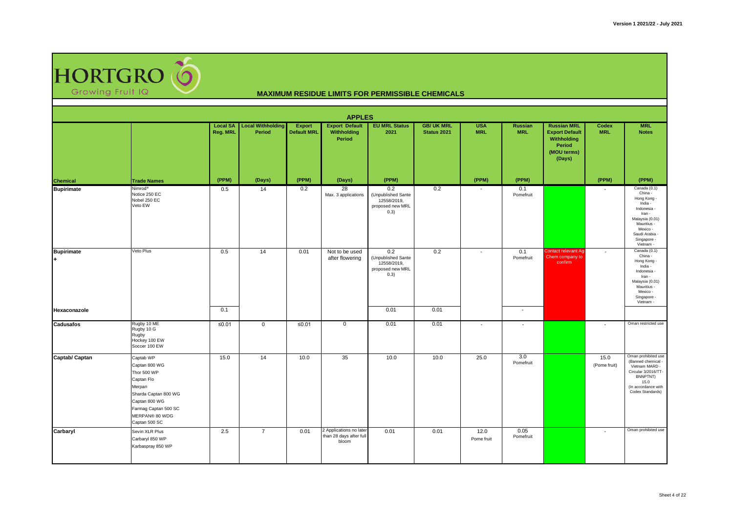Version 1 2021/22 - July 2021

HORTGRO Growing Fruit IQ

# MAXIMUM RESIDUE LIMITS FOR PERMISSIBLE CHEMICALS

## APPLES

| Chemical | Trade Names | Local SA Reg. MRL (PPM) | Local Withholding Period (Days) | Export Default MRL (PPM) | Export Default Withholding Period (Days) | EU MRL Status 2021 (PPM) | GB/ UK MRL Status 2021 | USA MRL (PPM) | Russian MRL (PPM) | Russian MRL Export Default Withholding Period (MOU terms) (Days) | Codex MRL (PPM) | MRL Notes (PPM) |
|---|---|---|---|---|---|---|---|---|---|---|---|---|
| **Bupirimate** | Nimrod® Notice 250 EC Nobel 250 EC Veto EW | 0.5 | 14 | 0.2 | 28 Max. 3 applications | 0.2 (Unpublished Sante 12558/2019, proposed new MRL 0.3) | 0.2 | - | 0.1 Pomefruit | | - | Canada (0.1) China - Hong Kong - India - Indonesia - Iran - Malaysia (0.01) Mauritius - Mexico - Saudi Arabia - Singapore - Vietnam - |
| **Bupirimate +** | Veto Plus | 0.5 | 14 | 0.01 | Not to be used after flowering | 0.2 (Unpublished Sante 12558/2019, proposed new MRL 0.3) | 0.2 | - | 0.1 Pomefruit | Contact relevant Ag-Chem company to confirm | - | Canada (0.1) China - Hong Kong - India - Indonesia - Iran - Malaysia (0.01) Mauritius - Mexico - Singapore - Vietnam - |
| **Hexaconazole** | | 0.1 | | | | 0.01 | 0.01 | | - | | | |
| **Cadusafos** | Rugby 10 ME Rugby 10 G Rugby Hockey 100 EW Soccer 100 EW | ≤0.01 | 0 | ≤0.01 | 0 | 0.01 | 0.01 | - | - | | - | Oman restricted use |
| **Captab/ Captan** | Captab WP Captan 800 WG Thor 500 WP Captan Flo Merpan Sharda Captan 800 WG Captan 800 WG Farmag Captan 500 SC MERPAN® 80 WDG Captan 500 SC | 15.0 | 14 | 10.0 | 35 | 10.0 | 10.0 | 25.0 | 3.0 Pomefruit | | 15.0 (Pome fruit) | Oman prohibited use (Banned chemical - Vietnam MARD - Circular 3/2016/TT-BNNPTNT) 15.0 (In accordance with Codex Standards) |
| **Carbaryl** | Sevin XLR Plus Carbaryl 850 WP Karbaspray 850 WP | 2.5 | 7 | 0.01 | 2 Applications no later than 28 days after full bloom | 0.01 | 0.01 | 12.0 Pome fruit | 0.05 Pomefruit | | - | Oman prohibited use |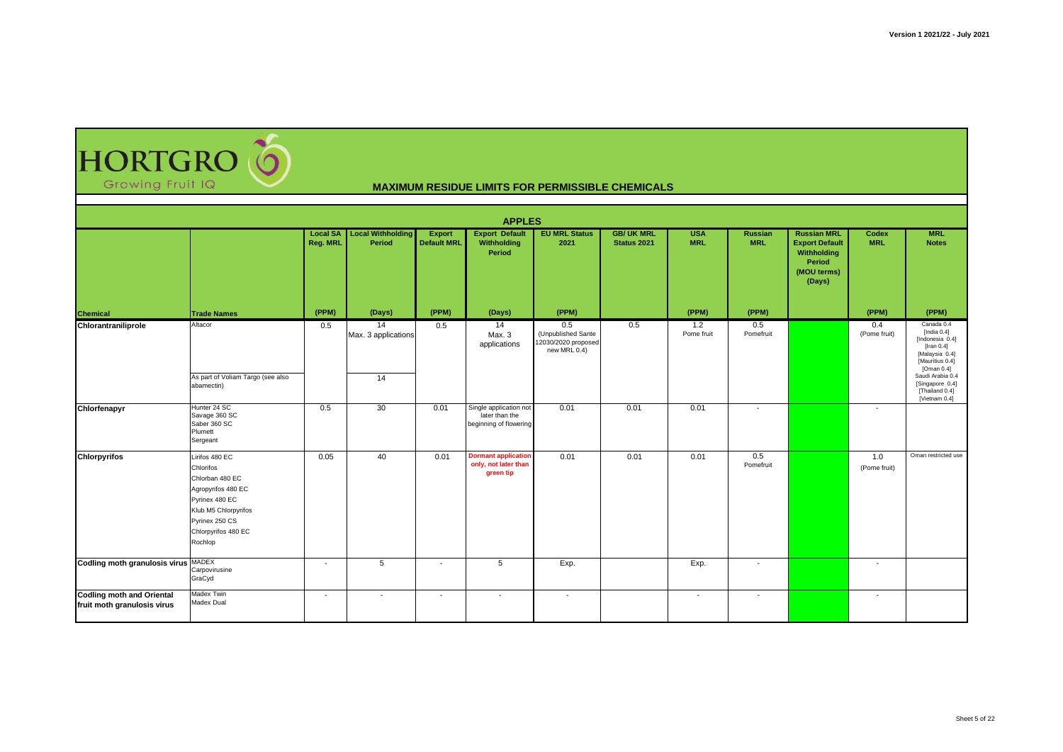Version 1 2021/22 - July 2021

HORTGRO Growing Fruit IQ

## MAXIMUM RESIDUE LIMITS FOR PERMISSIBLE CHEMICALS

### APPLES

| Chemical | Trade Names | Local SA Reg. MRL | Local Withholding Period | Export Default MRL | Export Default Withholding Period | EU MRL Status 2021 | GB/ UK MRL Status 2021 | USA MRL | Russian MRL | Russian MRL Export Default Withholding Period (MOU terms) (Days) | Codex MRL | MRL Notes |
|---|---|---|---|---|---|---|---|---|---|---|---|---|
| | | (PPM) | (Days) | (PPM) | (Days) | (PPM) | | (PPM) | (PPM) | | (PPM) | (PPM) |
| **Chlorantraniliprole** | Altacor<br>As part of Voliam Targo (see also abamectin) | 0.5 | 14 Max. 3 applications<br>14 | 0.5 | 14 Max. 3 applications | 0.5 (Unpublished Sante 12030/2020 proposed new MRL 0.4) | 0.5 | 1.2 Pome fruit | 0.5 Pomefruit | | 0.4 (Pome fruit) | Canada 0.4 [India 0.4] [Indonesia 0.4] [Iran 0.4] [Malaysia 0.4] [Mauritius 0.4] [Oman 0.4] Saudi Arabia 0.4 [Singapore 0.4] [Thailand 0.4] [Vietnam 0.4] |
| **Chlorfenapyr** | Hunter 24 SC<br>Savage 360 SC<br>Saber 360 SC<br>Plumett<br>Sergeant | 0.5 | 30 | 0.01 | Single application not later than the beginning of flowering | 0.01 | 0.01 | 0.01 | - | | - | |
| **Chlorpyrifos** | Lirifos 480 EC<br>Chlorifos<br>Chlorban 480 EC<br>Agropyrifos 480 EC<br>Pyrinex 480 EC<br>Klub M5 Chlorpyrifos<br>Pyrinex 250 CS<br>Chlorpyrifos 480 EC<br>Rochlop | 0.05 | 40 | 0.01 | Dormant application only, not later than green tip | 0.01 | 0.01 | 0.01 | 0.5 Pomefruit | | 1.0 (Pome fruit) | Oman restricted use |
| **Codling moth granulosis virus** | MADEX<br>Carpovirusine<br>GraCyd | - | 5 | - | 5 | Exp. | | Exp. | - | | - | |
| **Codling moth and Oriental fruit moth granulosis virus** | Madex Twin<br>Madex Dual | - | - | - | - | - | | - | - | | - | |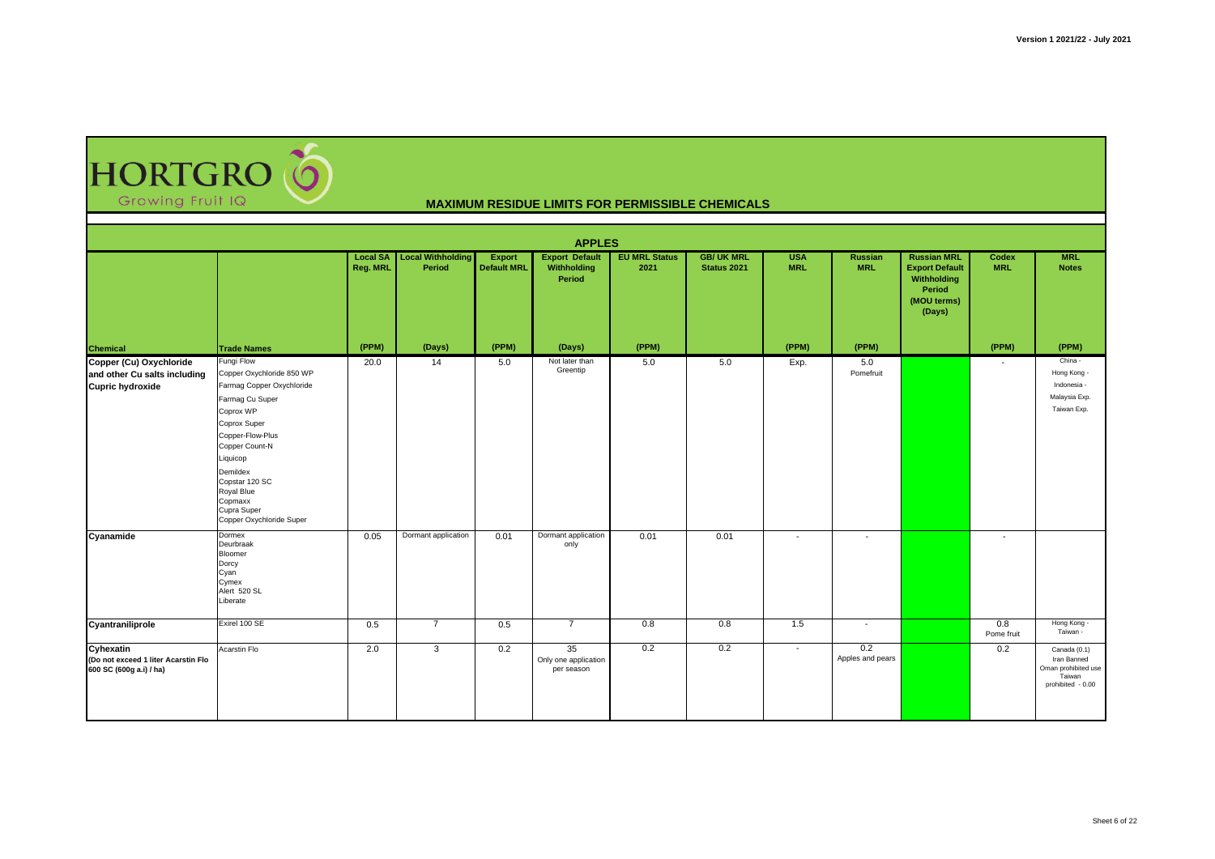HORTGRO Growing Fruit IQ

## MAXIMUM RESIDUE LIMITS FOR PERMISSIBLE CHEMICALS

### APPLES

| Chemical | Trade Names | Local SA Reg. MRL (PPM) | Local Withholding Period (Days) | Export Default MRL (PPM) | Export Default Withholding Period (Days) | EU MRL Status 2021 (PPM) | GB/ UK MRL Status 2021 | USA MRL (PPM) | Russian MRL (PPM) | Russian MRL Export Default Withholding Period (MOU terms) (Days) | Codex MRL (PPM) | MRL Notes (PPM) |
|---|---|---|---|---|---|---|---|---|---|---|---|---|
| **Copper (Cu) Oxychloride and other Cu salts including Cupric hydroxide** | Fungi Flow<br>Copper Oxychloride 850 WP<br>Farmag Copper Oxychloride<br>Farmag Cu Super<br>Coprox WP<br>Coprox Super<br>Copper-Flow-Plus<br>Copper Count-N<br>Liquicop<br>Demildex<br>Copstar 120 SC<br>Royal Blue<br>Copmaxx<br>Cupra Super<br>Copper Oxychloride Super | 20.0 | 14 | 5.0 | Not later than Greentip | 5.0 | 5.0 | Exp. | 5.0 Pomefruit | | - | China -<br>Hong Kong -<br>Indonesia -<br>Malaysia Exp.<br>Taiwan Exp. |
| **Cyanamide** | Dormex<br>Deurbraak<br>Bloomer<br>Dorcy<br>Cyan<br>Cymex<br>Alert 520 SL<br>Liberate | 0.05 | Dormant application | 0.01 | Dormant application only | 0.01 | 0.01 | - | - | | - | |
| **Cyantraniliprole** | Exirel 100 SE | 0.5 | 7 | 0.5 | 7 | 0.8 | 0.8 | 1.5 | - | | 0.8 Pome fruit | Hong Kong -<br>Taiwan - |
| **Cyhexatin (Do not exceed 1 liter Acarstin Flo 600 SC (600g a.i) / ha)** | Acarstin Flo | 2.0 | 3 | 0.2 | 35<br>Only one application per season | 0.2 | 0.2 | - | 0.2 Apples and pears | | 0.2 | Canada (0.1)<br>Iran Banned<br>Oman prohibited use<br>Taiwan prohibited - 0.00 |

Version 1 2021/22 - July 2021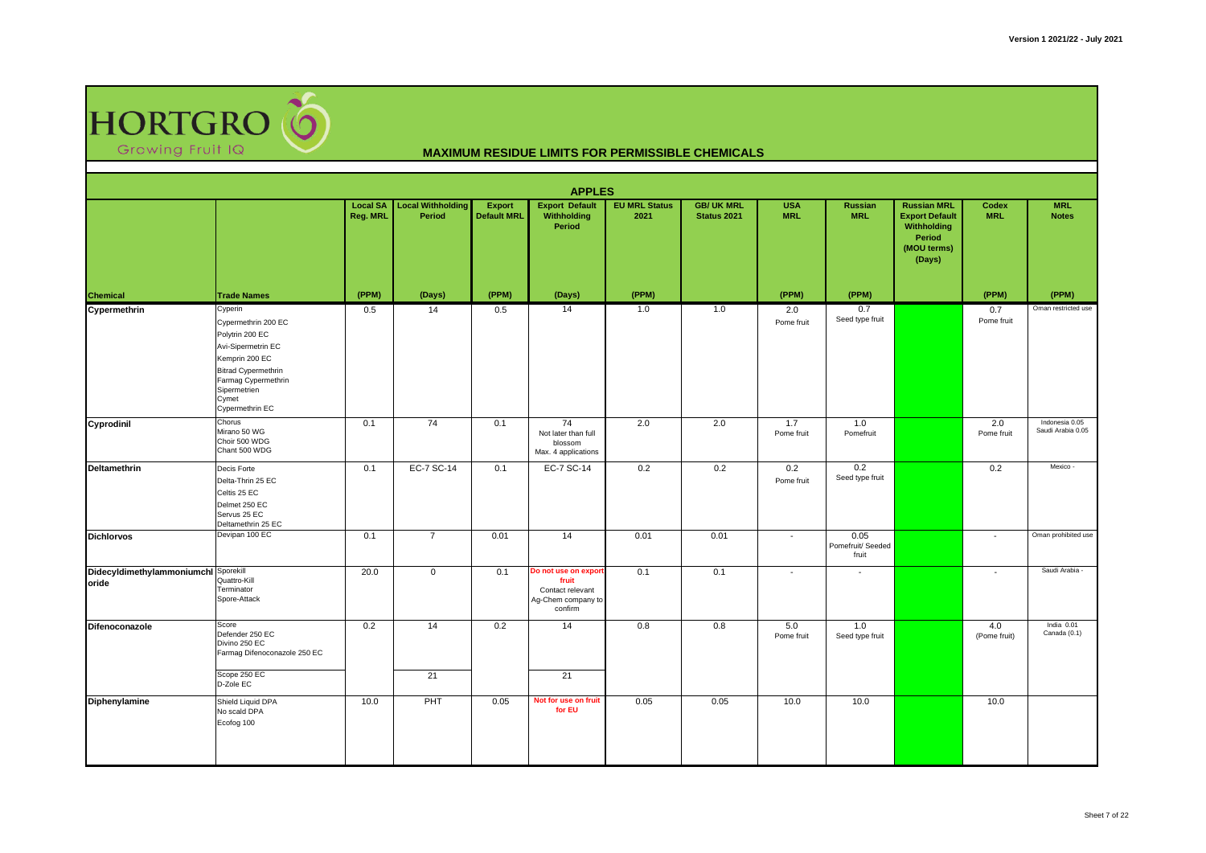HORTGRO
Growing Fruit IQ

# MAXIMUM RESIDUE LIMITS FOR PERMISSIBLE CHEMICALS

## APPLES

| Chemical | Trade Names | Local SA Reg. MRL (PPM) | Local Withholding Period (Days) | Export Default MRL (PPM) | Export Default Withholding Period (Days) | EU MRL Status 2021 (PPM) | GB/ UK MRL Status 2021 | USA MRL (PPM) | Russian MRL (PPM) | Russian MRL Export Default Withholding Period (MOU terms) (Days) | Codex MRL (PPM) | MRL Notes (PPM) |
|---|---|---|---|---|---|---|---|---|---|---|---|---|
| **Cypermethrin** | Cyperin<br>Cypermethrin 200 EC<br>Polytrin 200 EC<br>Avi-Sipermetrin EC<br>Kemprin 200 EC<br>Bitrad Cypermethrin<br>Farmag Cypermethrin<br>Sipermetrien<br>Cymet<br>Cypermethrin EC | 0.5 | 14 | 0.5 | 14 | 1.0 | 1.0 | 2.0<br>Pome fruit | 0.7<br>Seed type fruit | | 0.7<br>Pome fruit | Oman restricted use |
| **Cyprodinil** | Chorus<br>Mirano 50 WG<br>Choir 500 WDG<br>Chant 500 WDG | 0.1 | 74 | 0.1 | 74<br>Not later than full blossom<br>Max. 4 applications | 2.0 | 2.0 | 1.7<br>Pome fruit | 1.0<br>Pomefruit | | 2.0<br>Pome fruit | Indonesia 0.05<br>Saudi Arabia 0.05 |
| **Deltamethrin** | Decis Forte<br>Delta-Thrin 25 EC<br>Celtis 25 EC<br>Delmet 250 EC<br>Servus 25 EC<br>Deltamethrin 25 EC | 0.1 | EC-7 SC-14 | 0.1 | EC-7 SC-14 | 0.2 | 0.2 | 0.2<br>Pome fruit | 0.2<br>Seed type fruit | | 0.2 | Mexico - |
| **Dichlorvos** | Devipan 100 EC | 0.1 | 7 | 0.01 | 14 | 0.01 | 0.01 | - | 0.05<br>Pomefruit/ Seeded fruit | | - | Oman prohibited use |
| **Didecyldimethylammoniumchloride** | Sporekill<br>Quattro-Kill<br>Terminator<br>Spore-Attack | 20.0 | 0 | 0.1 | **Do not use on export fruit**<br>Contact relevant Ag-Chem company to confirm | 0.1 | 0.1 | - | - | | - | Saudi Arabia - |
| **Difenoconazole** | Score<br>Defender 250 EC<br>Divino 250 EC<br>Farmag Difenoconazole 250 EC | 0.2 | 14 | 0.2 | 14 | 0.8 | 0.8 | 5.0<br>Pome fruit | 1.0<br>Seed type fruit | | 4.0<br>(Pome fruit) | India 0.01<br>Canada (0.1) |
| | Scope 250 EC<br>D-Zole EC | | 21 | | 21 | | | | | | | |
| **Diphenylamine** | Shield Liquid DPA<br>No scald DPA<br>Ecofog 100 | 10.0 | PHT | 0.05 | **Not for use on fruit for EU** | 0.05 | 0.05 | 10.0 | 10.0 | | 10.0 | |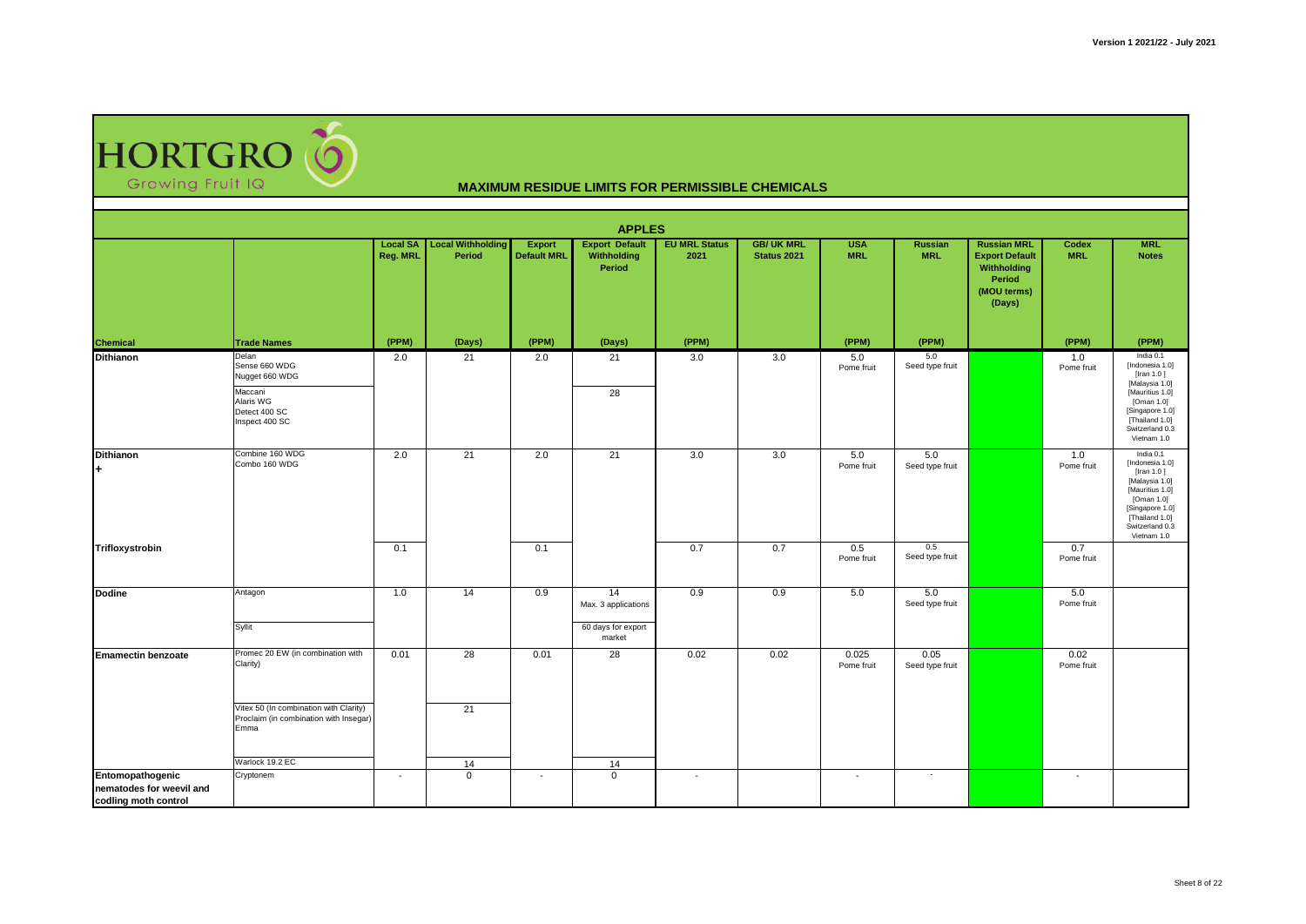# HORTGRO Growing Fruit IQ

## MAXIMUM RESIDUE LIMITS FOR PERMISSIBLE CHEMICALS

### APPLES

| Chemical | Trade Names | Local SA Reg. MRL (PPM) | Local Withholding Period (Days) | Export Default MRL (PPM) | Export Default Withholding Period (Days) | EU MRL Status 2021 (PPM) | GB/ UK MRL Status 2021 | USA MRL (PPM) | Russian MRL (PPM) | Russian MRL Export Default Withholding Period (MOU terms) (Days) | Codex MRL (PPM) | MRL Notes (PPM) |
|---|---|---|---|---|---|---|---|---|---|---|---|---|
| **Dithianon** | Delan<br>Sense 660 WDG<br>Nugget 660 WDG | 2.0 | 21 | 2.0 | 21 | 3.0 | 3.0 | 5.0<br>Pome fruit | 5.0<br>Seed type fruit | | 1.0<br>Pome fruit | India 0.1<br>[Indonesia 1.0]<br>[Iran 1.0 ]<br>[Malaysia 1.0]<br>[Mauritius 1.0]<br>[Oman 1.0]<br>[Singapore 1.0]<br>[Thailand 1.0]<br>Switzerland 0.3<br>Vietnam 1.0 |
| | Maccani<br>Alaris WG<br>Detect 400 SC<br>Inspect 400 SC | | | | 28 | | | | | | | |
| **Dithianon**<br>**+** | Combine 160 WDG<br>Combo 160 WDG | 2.0 | 21 | 2.0 | 21 | 3.0 | 3.0 | 5.0<br>Pome fruit | 5.0<br>Seed type fruit | | 1.0<br>Pome fruit | India 0.1<br>[Indonesia 1.0]<br>[Iran 1.0 ]<br>[Malaysia 1.0]<br>[Mauritius 1.0]<br>[Oman 1.0]<br>[Singapore 1.0]<br>[Thailand 1.0]<br>Switzerland 0.3<br>Vietnam 1.0 |
| **Trifloxystrobin** | | 0.1 | | 0.1 | | 0.7 | 0.7 | 0.5<br>Pome fruit | 0.5<br>Seed type fruit | | 0.7<br>Pome fruit | |
| **Dodine** | Antagon | 1.0 | 14 | 0.9 | 14<br>Max. 3 applications | 0.9 | 0.9 | 5.0 | 5.0<br>Seed type fruit | | 5.0<br>Pome fruit | |
| | Syllit | | | | 60 days for export market | | | | | | | |
| **Emamectin benzoate** | Promec 20 EW (in combination with Clarity) | 0.01 | 28 | 0.01 | 28 | 0.02 | 0.02 | 0.025<br>Pome fruit | 0.05<br>Seed type fruit | | 0.02<br>Pome fruit | |
| | Vitex 50 (In combination with Clarity)<br>Proclaim (in combination with Insegar)<br>Emma | | 21 | | | | | | | | | |
| | Warlock 19.2 EC | | 14 | | 14 | | | | | | | |
| **Entomopathogenic nematodes for weevil and codling moth control** | Cryptonem | - | 0 | - | 0 | - | | - | - | | - | |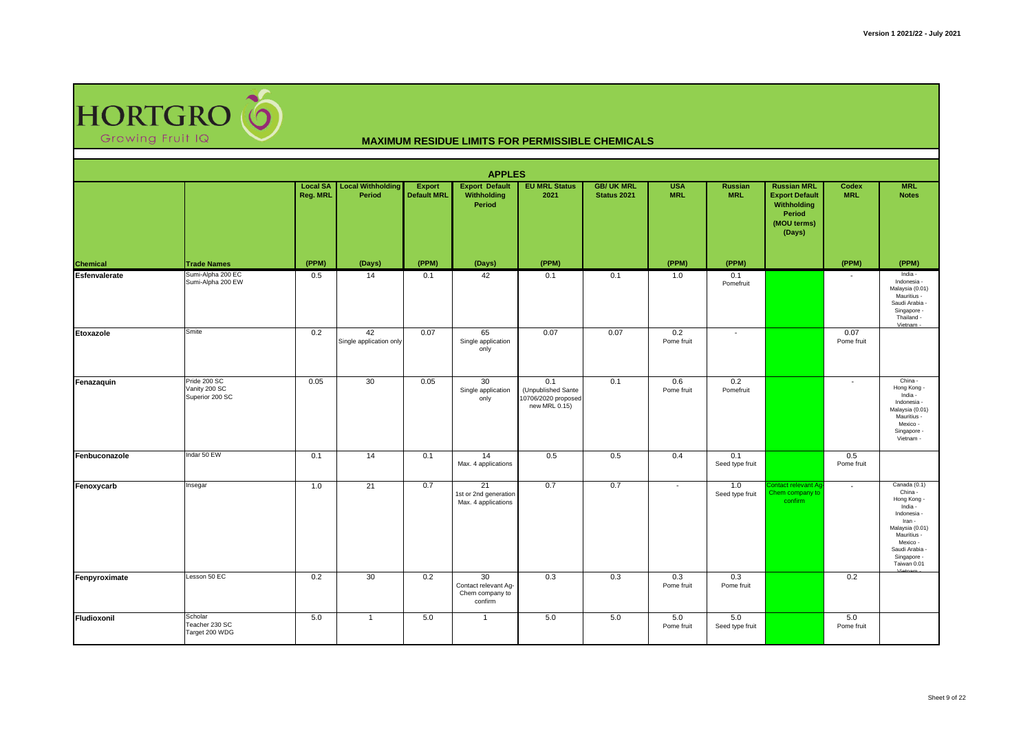# HORTGRO Growing Fruit IQ

## MAXIMUM RESIDUE LIMITS FOR PERMISSIBLE CHEMICALS

### APPLES

| Chemical | Trade Names | Local SA Reg. MRL | Local Withholding Period | Export Default MRL | Export Default Withholding Period | EU MRL Status 2021 | GB/ UK MRL Status 2021 | USA MRL | Russian MRL | Russian MRL Export Default Withholding Period (MOU terms) (Days) | Codex MRL | MRL Notes |
|---|---|---|---|---|---|---|---|---|---|---|---|---|
| | | (PPM) | (Days) | (PPM) | (Days) | (PPM) | | (PPM) | (PPM) | | (PPM) | (PPM) |
| Esfenvalerate | Sumi-Alpha 200 EC<br>Sumi-Alpha 200 EW | 0.5 | 14 | 0.1 | 42 | 0.1 | 0.1 | 1.0 | 0.1<br>Pomefruit | | - | India -<br>Indonesia -<br>Malaysia (0.01)<br>Mauritius -<br>Saudi Arabia -<br>Singapore -<br>Thailand -<br>Vietnam - |
| Etoxazole | Smite | 0.2 | 42<br>Single application only | 0.07 | 65<br>Single application only | 0.07 | 0.07 | 0.2<br>Pome fruit | - | | 0.07<br>Pome fruit | |
| Fenazaquin | Pride 200 SC<br>Vanity 200 SC<br>Superior 200 SC | 0.05 | 30 | 0.05 | 30<br>Single application only | 0.1<br>(Unpublished Sante 10706/2020 proposed new MRL 0.15) | 0.1 | 0.6<br>Pome fruit | 0.2<br>Pomefruit | | - | China -<br>Hong Kong -<br>India -<br>Indonesia -<br>Malaysia (0.01)<br>Mauritius -<br>Mexico -<br>Singapore -<br>Vietnam - |
| Fenbuconazole | Indar 50 EW | 0.1 | 14 | 0.1 | 14<br>Max. 4 applications | 0.5 | 0.5 | 0.4 | 0.1<br>Seed type fruit | | 0.5<br>Pome fruit | |
| Fenoxycarb | Insegar | 1.0 | 21 | 0.7 | 21<br>1st or 2nd generation<br>Max. 4 applications | 0.7 | 0.7 | - | 1.0<br>Seed type fruit | Contact relevant Ag-Chem company to confirm | - | Canada (0.1)<br>China -<br>Hong Kong -<br>India -<br>Indonesia -<br>Iran -<br>Malaysia (0.01)<br>Mauritius -<br>Mexico -<br>Saudi Arabia -<br>Singapore -<br>Taiwan 0.01<br>Vietnam - |
| Fenpyroximate | Lesson 50 EC | 0.2 | 30 | 0.2 | 30<br>Contact relevant Ag-Chem company to confirm | 0.3 | 0.3 | 0.3<br>Pome fruit | 0.3<br>Pome fruit | | 0.2 | |
| Fludioxonil | Scholar<br>Teacher 230 SC<br>Target 200 WDG | 5.0 | 1 | 5.0 | 1 | 5.0 | 5.0 | 5.0<br>Pome fruit | 5.0<br>Seed type fruit | | 5.0<br>Pome fruit | |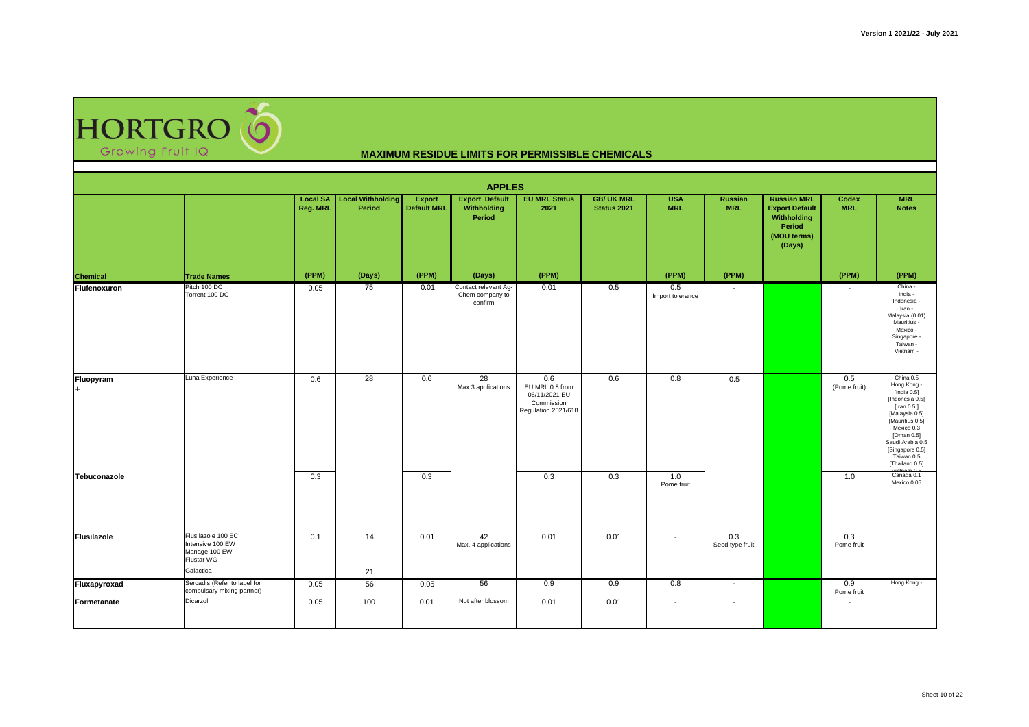# HORTGRO Growing Fruit IQ

## MAXIMUM RESIDUE LIMITS FOR PERMISSIBLE CHEMICALS

### APPLES

| Chemical | Trade Names | Local SA Reg. MRL (PPM) | Local Withholding Period (Days) | Export Default MRL (PPM) | Export Default Withholding Period (Days) | EU MRL Status 2021 (PPM) | GB/ UK MRL Status 2021 | USA MRL (PPM) | Russian MRL (PPM) | Russian MRL Export Default Withholding Period (MOU terms) (Days) | Codex MRL (PPM) | MRL Notes (PPM) |
|---|---|---|---|---|---|---|---|---|---|---|---|---|
| Flufenoxuron | Pitch 100 DC<br>Torrent 100 DC | 0.05 | 75 | 0.01 | Contact relevant Ag-Chem company to confirm | 0.01 | 0.5 | 0.5<br>Import tolerance | - | | - | China -<br>India -<br>Indonesia -<br>Iran -<br>Malaysia (0.01)<br>Mauritius -<br>Mexico -<br>Singapore -<br>Taiwan -<br>Vietnam - |
| Fluopyram<br>+ | Luna Experience | 0.6 | 28 | 0.6 | 28<br>Max.3 applications | 0.6<br>EU MRL 0.8 from 06/11/2021 EU Commission Regulation 2021/618 | 0.6 | 0.8 | 0.5 | | 0.5<br>(Pome fruit) | China 0.5<br>Hong Kong -<br>[India 0.5]<br>[Indonesia 0.5]<br>[Iran 0.5 ]<br>[Malaysia 0.5]<br>[Mauritius 0.5]<br>Mexico 0.3<br>[Oman 0.5]<br>Saudi Arabia 0.5<br>[Singapore 0.5]<br>Taiwan 0.5<br>[Thailand 0.5]<br>Vietnam 0.5 |
| Tebuconazole | | 0.3 | | 0.3 | | 0.3 | 0.3 | 1.0<br>Pome fruit | | | 1.0 | Canada 0.1<br>Mexico 0.05 |
| Flusilazole | Flusilazole 100 EC<br>Intensive 100 EW<br>Manage 100 EW<br>Flustar WG | 0.1 | 14 | 0.01 | 42<br>Max. 4 applications | 0.01 | 0.01 | - | 0.3<br>Seed type fruit | | 0.3<br>Pome fruit | |
| | Galactica | | 21 | | | | | | | | | |
| Fluxapyroxad | Sercadis (Refer to label for compulsary mixing partner) | 0.05 | 56 | 0.05 | 56 | 0.9 | 0.9 | 0.8 | - | | 0.9<br>Pome fruit | Hong Kong - |
| Formetanate | Dicarzol | 0.05 | 100 | 0.01 | Not after blossom | 0.01 | 0.01 | - | - | | - | |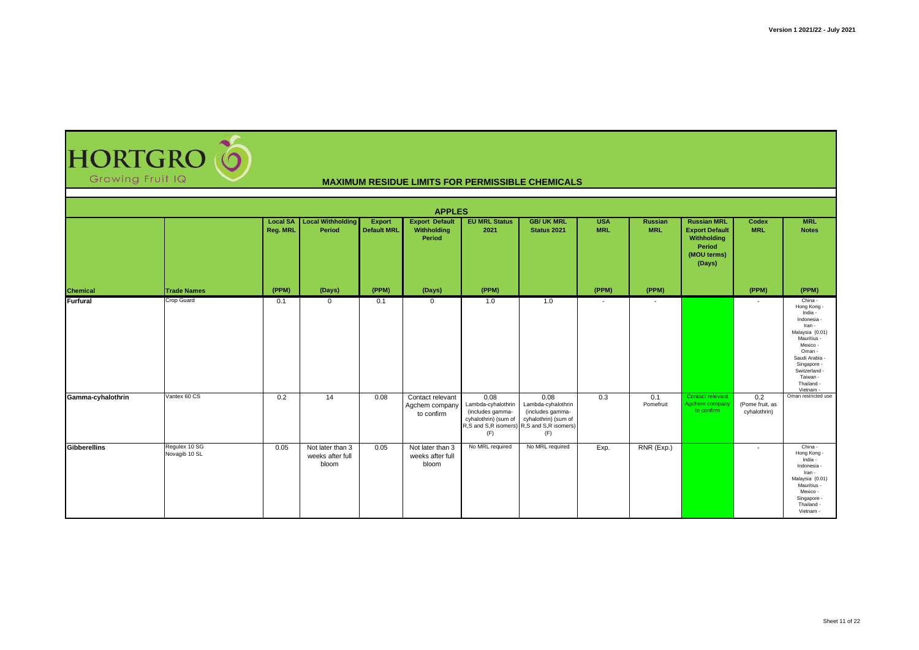Version 1 2021/22 - July 2021

HORTGRO Growing Fruit IQ

# MAXIMUM RESIDUE LIMITS FOR PERMISSIBLE CHEMICALS

## APPLES

| Chemical | Trade Names | Local SA Reg. MRL (PPM) | Local Withholding Period (Days) | Export Default MRL (PPM) | Export Default Withholding Period (Days) | EU MRL Status 2021 (PPM) | GB/ UK MRL Status 2021 | USA MRL (PPM) | Russian MRL (PPM) | Russian MRL Export Default Withholding Period (MOU terms) (Days) | Codex MRL (PPM) | MRL Notes (PPM) |
|---|---|---|---|---|---|---|---|---|---|---|---|---|
| **Furfural** | Crop Guard | 0.1 | 0 | 0.1 | 0 | 1.0 | 1.0 | - | - | | - | China - Hong Kong - India - Indonesia - Iran - Malaysia (0.01) Mauritius - Mexico - Oman - Saudi Arabia - Singapore - Switzerland - Taiwan - Thailand - Vietnam - |
| **Gamma-cyhalothrin** | Vantex 60 CS | 0.2 | 14 | 0.08 | Contact relevant Agchem company to confirm | 0.08 Lambda-cyhalothrin (includes gamma-cyhalothrin) (sum of R,S and S,R isomers) (F) | 0.08 Lambda-cyhalothrin (includes gamma-cyhalothrin) (sum of R,S and S,R isomers) (F) | 0.3 | 0.1 Pomefruit | Contact relevant Agchem company to confirm | 0.2 (Pome fruit, as cyhalothrin) | Oman restricted use |
| **Gibberellins** | Regulex 10 SG Novagib 10 SL | 0.05 | Not later than 3 weeks after full bloom | 0.05 | Not later than 3 weeks after full bloom | No MRL required | No MRL required | Exp. | RNR (Exp.) | | - | China - Hong Kong - India - Indonesia - Iran - Malaysia (0.01) Mauritius - Mexico - Singapore - Thailand - Vietnam - |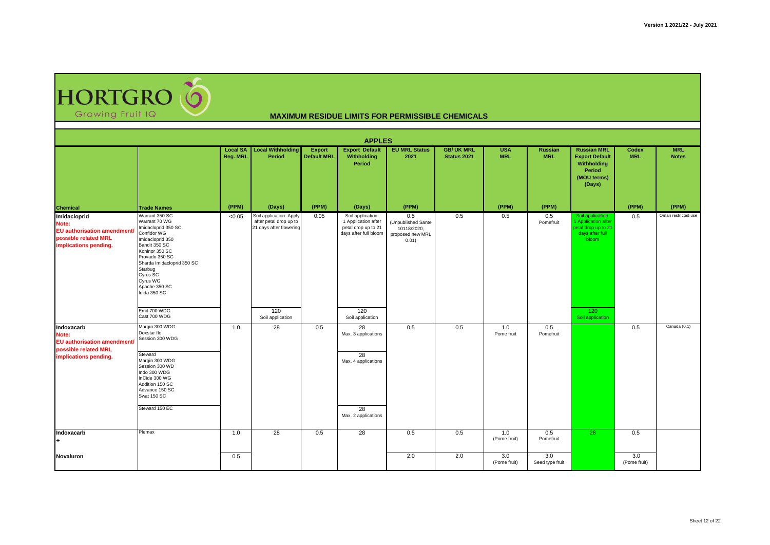HORTGRO
Growing Fruit IQ

# MAXIMUM RESIDUE LIMITS FOR PERMISSIBLE CHEMICALS

## APPLES

| Chemical | Trade Names | Local SA Reg. MRL (PPM) | Local Withholding Period (Days) | Export Default MRL (PPM) | Export Default Withholding Period (Days) | EU MRL Status 2021 (PPM) | GB/ UK MRL Status 2021 | USA MRL (PPM) | Russian MRL (PPM) | Russian MRL Export Default Withholding Period (MOU terms) (Days) | Codex MRL (PPM) | MRL Notes (PPM) |
|---|---|---|---|---|---|---|---|---|---|---|---|---|
| **Imidacloprid** **Note: EU authorisation amendment/ possible related MRL implications pending.** | Warrant 350 SC, Warrant 70 WG, Imidacloprid 350 SC, Confidor WG, Imidacloprid 350, Bandit 350 SC, Kohinor 350 SC, Provado 350 SC, Sharda Imidacloprid 350 SC, Starbug, Cyrus SC, Cyrus WG, Apache 350 SC, Inida 350 SC | <0.05 | Soil application: Apply after petal drop up to 21 days after flowering | 0.05 | Soil application: 1 Application after petal drop up to 21 days after full bloom | 0.5 (Unpublished Sante 10118/2020, proposed new MRL 0.01) | 0.5 | 0.5 | 0.5 Pomefruit | Soil application: 1 Application after petal drop up to 21 days after full bloom | 0.5 | Oman restricted use |
| | Emit 700 WDG, Cast 700 WDG | | 120 Soil application | | 120 Soil application | | | | | 120 Soil application | | |
| **Indoxacarb** **Note: EU authorisation amendment/ possible related MRL implications pending.** | Margin 300 WDG, Doxstar flo, Session 300 WDG | 1.0 | 28 | 0.5 | 28 Max. 3 applications | 0.5 | 0.5 | 1.0 Pome fruit | 0.5 Pomefruit | | 0.5 | Canada (0.1) |
| | Steward, Margin 300 WDG, Session 300 WD, Indo 300 WDG, InCide 300 WG, Addition 150 SC, Advance 150 SC, Swat 150 SC | | | | 28 Max. 4 applications | | | | | | | |
| | Steward 150 EC | | | | 28 Max. 2 applications | | | | | | | |
| **Indoxacarb +** | Plemax | 1.0 | 28 | 0.5 | 28 | 0.5 | 0.5 | 1.0 (Pome fruit) | 0.5 Pomefruit | 28 | 0.5 | |
| **Novaluron** | | 0.5 | | | | 2.0 | 2.0 | 3.0 (Pome fruit) | 3.0 Seed type fruit | | 3.0 (Pome fruit) | |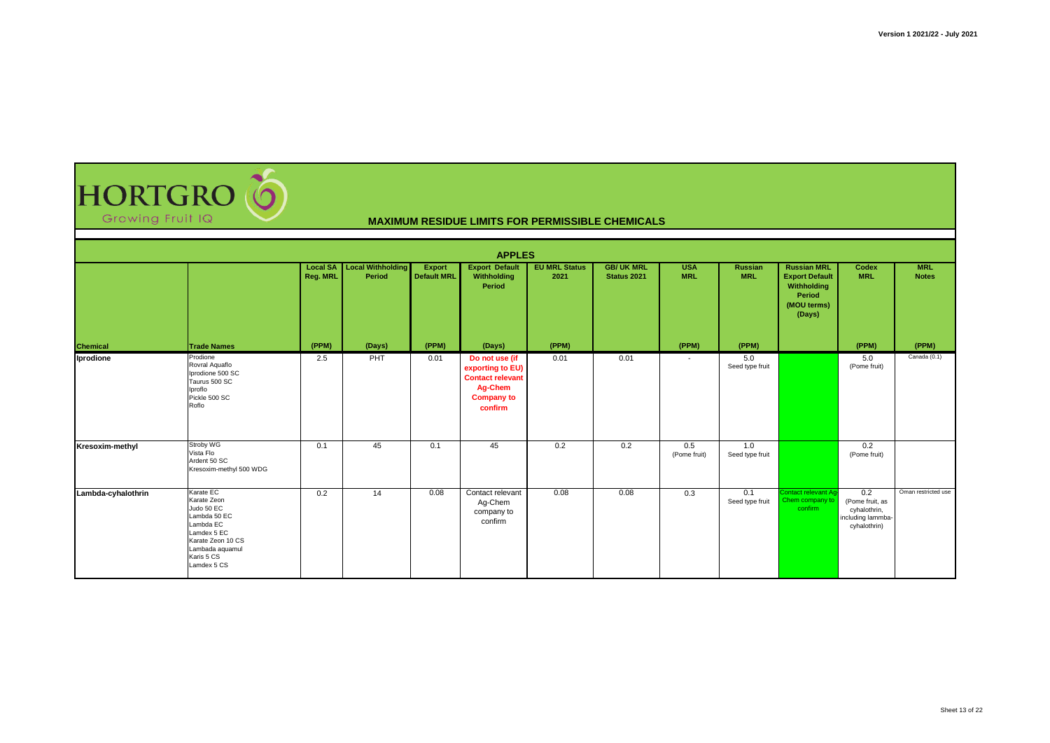# HORTGRO

Growing Fruit IQ

## MAXIMUM RESIDUE LIMITS FOR PERMISSIBLE CHEMICALS

### APPLES

| Chemical | Trade Names | Local SA Reg. MRL (PPM) | Local Withholding Period (Days) | Export Default MRL (PPM) | Export Default Withholding Period (Days) | EU MRL Status 2021 (PPM) | GB/ UK MRL Status 2021 | USA MRL (PPM) | Russian MRL (PPM) | Russian MRL Export Default Withholding Period (MOU terms) (Days) | Codex MRL (PPM) | MRL Notes (PPM) |
|---|---|---|---|---|---|---|---|---|---|---|---|---|
| **Iprodione** | Prodione<br>Rovral Aquaflo<br>Iprodione 500 SC<br>Taurus 500 SC<br>Iproflo<br>Pickle 500 SC<br>Roflo | 2.5 | PHT | 0.01 | **Do not use (if exporting to EU) Contact relevant Ag-Chem Company to confirm** | 0.01 | 0.01 | - | 5.0<br>Seed type fruit | | 5.0<br>(Pome fruit) | Canada (0.1) |
| **Kresoxim-methyl** | Stroby WG<br>Vista Flo<br>Ardent 50 SC<br>Kresoxim-methyl 500 WDG | 0.1 | 45 | 0.1 | 45 | 0.2 | 0.2 | 0.5<br>(Pome fruit) | 1.0<br>Seed type fruit | | 0.2<br>(Pome fruit) | |
| **Lambda-cyhalothrin** | Karate EC<br>Karate Zeon<br>Judo 50 EC<br>Lambda 50 EC<br>Lambda EC<br>Lamdex 5 EC<br>Karate Zeon 10 CS<br>Lambada aquamul<br>Karis 5 CS<br>Lamdex 5 CS | 0.2 | 14 | 0.08 | Contact relevant Ag-Chem company to confirm | 0.08 | 0.08 | 0.3 | 0.1<br>Seed type fruit | Contact relevant Ag-Chem company to confirm | 0.2<br>(Pome fruit, as cyhalothrin, including lambda-cyhalothrin) | Oman restricted use |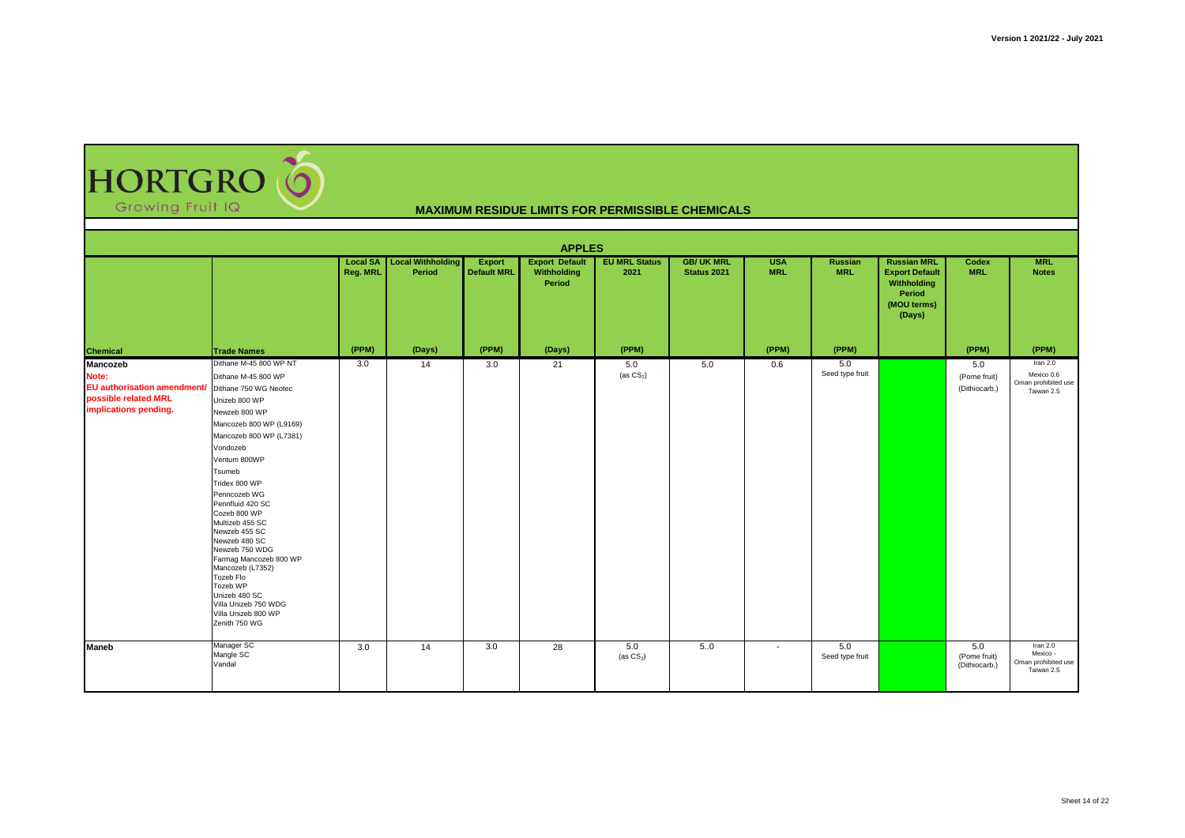Version 1 2021/22 - July 2021

# HORTGRO Growing Fruit IQ

## MAXIMUM RESIDUE LIMITS FOR PERMISSIBLE CHEMICALS

### APPLES

| Chemical | Trade Names | Local SA Reg. MRL | Local Withholding Period | Export Default MRL | Export Default Withholding Period | EU MRL Status 2021 | GB/ UK MRL Status 2021 | USA MRL | Russian MRL | Russian MRL Export Default Withholding Period (MOU terms) (Days) | Codex MRL | MRL Notes |
|---|---|---|---|---|---|---|---|---|---|---|---|---|
| | | (PPM) | (Days) | (PPM) | (Days) | (PPM) | | (PPM) | (PPM) | | (PPM) | (PPM) |
| **Mancozeb**<br>**Note:**<br>**EU authorisation amendment/ possible related MRL implications pending.** | Dithane M-45 800 WP NT<br>Dithane M-45 800 WP<br>Dithane 750 WG Neotec<br>Unizeb 800 WP<br>Newzeb 800 WP<br>Mancozeb 800 WP (L9169)<br>Mancozeb 800 WP (L7381)<br>Vondozeb<br>Ventum 800WP<br>Tsumeb<br>Tridex 800 WP<br>Penncozeb WG<br>Pennfluid 420 SC<br>Cozeb 800 WP<br>Multizeb 455 SC<br>Newzeb 455 SC<br>Newzeb 480 SC<br>Newzeb 750 WDG<br>Farmag Mancozeb 800 WP<br>Mancozeb (L7352)<br>Tozeb Flo<br>Tozeb WP<br>Unizeb 480 SC<br>Villa Unizeb 750 WDG<br>Villa Unizeb 800 WP<br>Zenith 750 WG | 3.0 | 14 | 3.0 | 21 | 5.0<br>(as $CS_2$) | 5.0 | 0.6 | 5.0<br>Seed type fruit | | 5.0<br>(Pome fruit)<br>(Dithiocarb.) | Iran 2.0<br>Mexico 0.6<br>Oman prohibited use<br>Taiwan 2.5 |
| **Maneb** | Manager SC<br>Mangle SC<br>Vandal | 3.0 | 14 | 3.0 | 28 | 5.0<br>(as $CS_2$) | 5..0 | - | 5.0<br>Seed type fruit | | 5.0<br>(Pome fruit)<br>(Dithiocarb.) | Iran 2.0<br>Mexico -<br>Oman prohibited use<br>Taiwan 2.5 |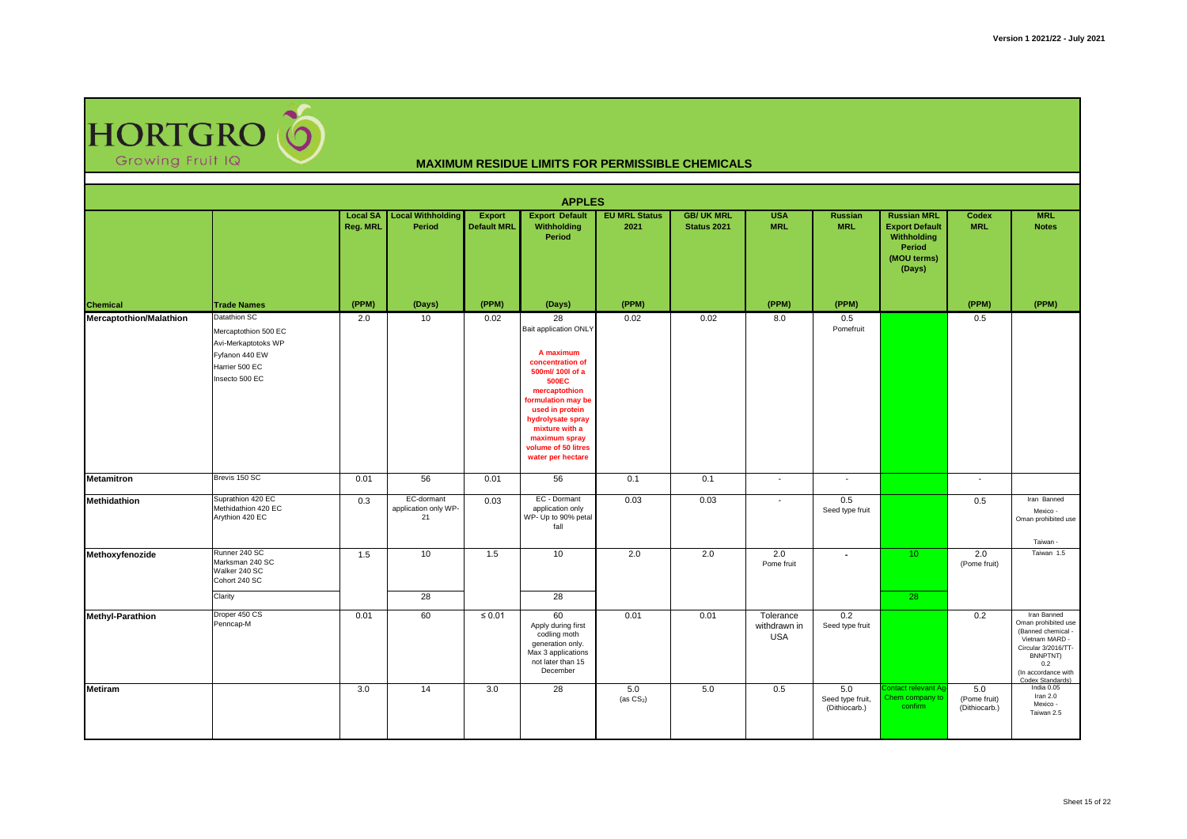# HORTGRO Growing Fruit IQ

## MAXIMUM RESIDUE LIMITS FOR PERMISSIBLE CHEMICALS

### APPLES

| Chemical | Trade Names | Local SA Reg. MRL (PPM) | Local Withholding Period (Days) | Export Default MRL (PPM) | Export Default Withholding Period (Days) | EU MRL Status 2021 (PPM) | GB/ UK MRL Status 2021 | USA MRL (PPM) | Russian MRL (PPM) | Russian MRL Export Default Withholding Period (MOU terms) (Days) | Codex MRL (PPM) | MRL Notes (PPM) |
|---|---|---|---|---|---|---|---|---|---|---|---|---|
| **Mercaptothion/Malathion** | Datathion SC<br>Mercaptothion 500 EC<br>Avi-Merkaptotoks WP<br>Fyfanon 440 EW<br>Harrier 500 EC<br>Insecto 500 EC | 2.0 | 10 | 0.02 | 28<br>Bait application ONLY<br>**A maximum concentration of 500ml/ 100l of a 500EC mercaptothion formulation may be used in protein hydrolysate spray mixture with a maximum spray volume of 50 litres water per hectare** | 0.02 | 0.02 | 8.0 | 0.5<br>Pomefruit | | 0.5 | |
| **Metamitron** | Brevis 150 SC | 0.01 | 56 | 0.01 | 56 | 0.1 | 0.1 | - | - | | - | |
| **Methidathion** | Suprathion 420 EC<br>Methidathion 420 EC<br>Arythion 420 EC | 0.3 | EC-dormant application only WP-21 | 0.03 | EC - Dormant application only<br>WP- Up to 90% petal fall | 0.03 | 0.03 | - | 0.5<br>Seed type fruit | | 0.5 | Iran Banned<br>Mexico -<br>Oman prohibited use<br>Taiwan - |
| **Methoxyfenozide** | Runner 240 SC<br>Marksman 240 SC<br>Walker 240 SC<br>Cohort 240 SC | 1.5 | 10 | 1.5 | 10 | 2.0 | 2.0 | 2.0<br>Pome fruit | - | 10 | 2.0<br>(Pome fruit) | Taiwan 1.5 |
| | Clarity | | 28 | | 28 | | | | | 28 | | |
| **Methyl-Parathion** | Droper 450 CS<br>Penncap-M | 0.01 | 60 | ≤ 0.01 | 60<br>Apply during first codling moth generation only. Max 3 applications not later than 15 December | 0.01 | 0.01 | Tolerance withdrawn in USA | 0.2<br>Seed type fruit | | 0.2 | Iran Banned<br>Oman prohibited use<br>(Banned chemical - Vietnam MARD - Circular 3/2016/TT-BNNPTNT)<br>0.2<br>(In accordance with Codex Standards) |
| **Metiram** | | 3.0 | 14 | 3.0 | 28 | 5.0<br>(as $CS_2$) | 5.0 | 0.5 | 5.0<br>Seed type fruit, (Dithiocarb.) | Contact relevant Ag-Chem company to confirm | 5.0<br>(Pome fruit)<br>(Dithiocarb.) | India 0.05<br>Iran 2.0<br>Mexico -<br>Taiwan 2.5 |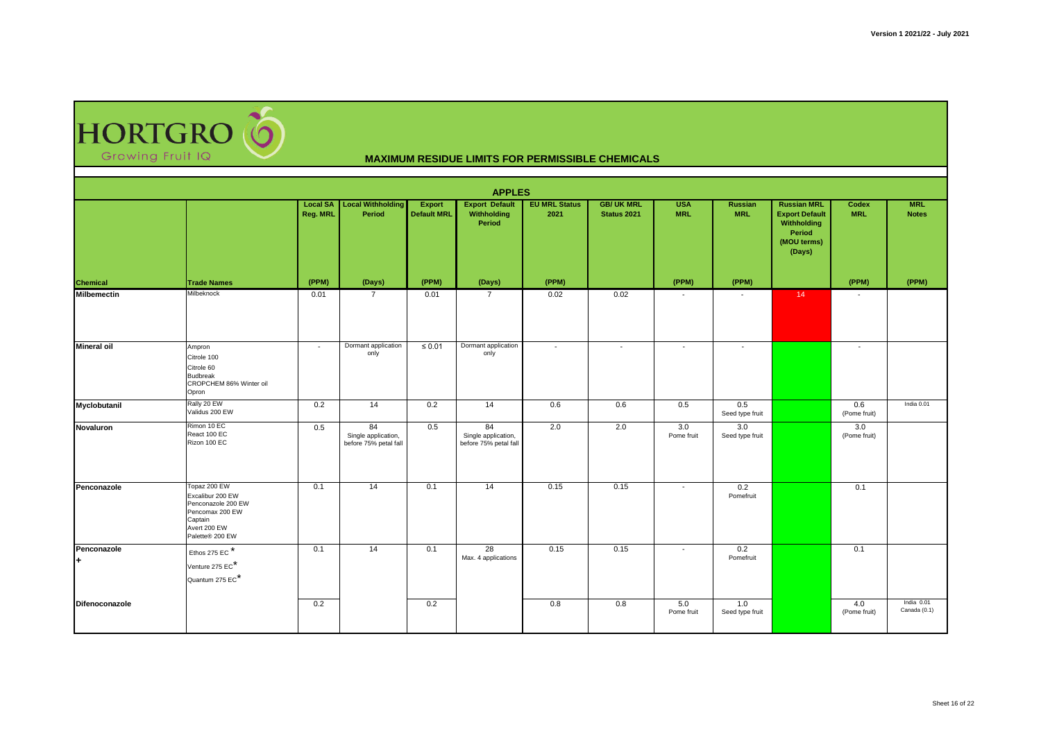HORTGRO
Growing Fruit IQ

# MAXIMUM RESIDUE LIMITS FOR PERMISSIBLE CHEMICALS

## APPLES

| Chemical | Trade Names | Local SA Reg. MRL (PPM) | Local Withholding Period (Days) | Export Default MRL (PPM) | Export Default Withholding Period (Days) | EU MRL Status 2021 (PPM) | GB/ UK MRL Status 2021 | USA MRL (PPM) | Russian MRL (PPM) | Russian MRL Export Default Withholding Period (MOU terms) (Days) | Codex MRL (PPM) | MRL Notes (PPM) |
|---|---|---|---|---|---|---|---|---|---|---|---|---|
| **Milbemectin** | Milbeknock | 0.01 | 7 | 0.01 | 7 | 0.02 | 0.02 | - | - | 14 | - | |
| **Mineral oil** | Ampron<br>Citrole 100<br>Citrole 60<br>Budbreak<br>CROPCHEM 86% Winter oil<br>Opron | - | Dormant application only | ≤ 0.01 | Dormant application only | - | - | - | - | | - | |
| **Myclobutanil** | Rally 20 EW<br>Validus 200 EW | 0.2 | 14 | 0.2 | 14 | 0.6 | 0.6 | 0.5 | 0.5<br>Seed type fruit | | 0.6<br>(Pome fruit) | India 0.01 |
| **Novaluron** | Rimon 10 EC<br>React 100 EC<br>Rizon 100 EC | 0.5 | 84<br>Single application, before 75% petal fall | 0.5 | 84<br>Single application, before 75% petal fall | 2.0 | 2.0 | 3.0<br>Pome fruit | 3.0<br>Seed type fruit | | 3.0<br>(Pome fruit) | |
| **Penconazole** | Topaz 200 EW<br>Excalibur 200 EW<br>Penconazole 200 EW<br>Pencomax 200 EW<br>Captain<br>Avert 200 EW<br>Palette® 200 EW | 0.1 | 14 | 0.1 | 14 | 0.15 | 0.15 | - | 0.2<br>Pomefruit | | 0.1 | |
| **Penconazole**<br>**+** | Ethos 275 EC *<br>Venture 275 EC*<br>Quantum 275 EC* | 0.1 | 14 | 0.1 | 28<br>Max. 4 applications | 0.15 | 0.15 | - | 0.2<br>Pomefruit | | 0.1 | |
| **Difenoconazole** | | 0.2 | | 0.2 | | 0.8 | 0.8 | 5.0<br>Pome fruit | 1.0<br>Seed type fruit | | 4.0<br>(Pome fruit) | India 0.01<br>Canada (0.1) |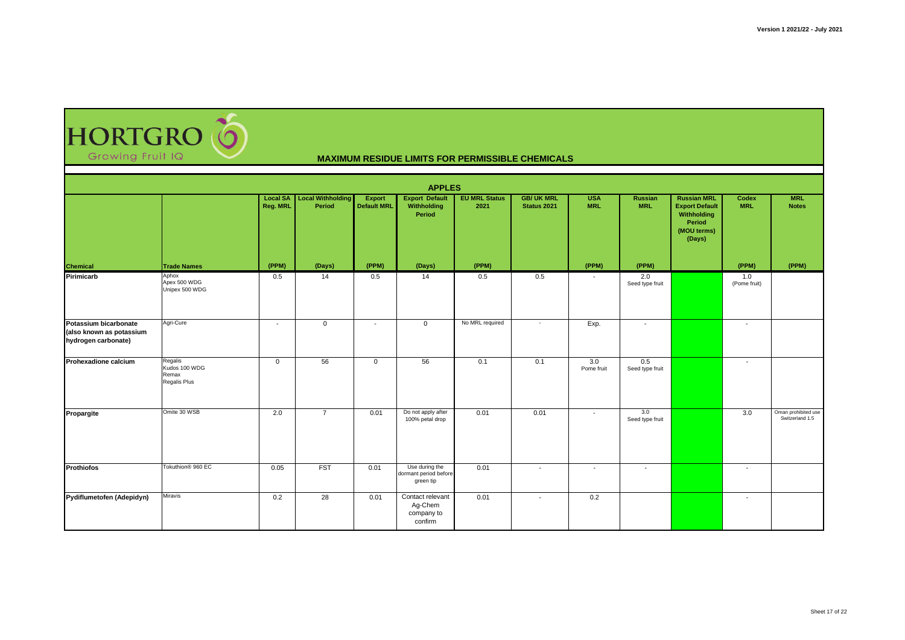HORTGRO Growing Fruit IQ

# MAXIMUM RESIDUE LIMITS FOR PERMISSIBLE CHEMICALS

## APPLES

| Chemical | Trade Names | Local SA Reg. MRL (PPM) | Local Withholding Period (Days) | Export Default MRL (PPM) | Export Default Withholding Period (Days) | EU MRL Status 2021 (PPM) | GB/ UK MRL Status 2021 | USA MRL (PPM) | Russian MRL (PPM) | Russian MRL Export Default Withholding Period (MOU terms) (Days) | Codex MRL (PPM) | MRL Notes (PPM) |
|---|---|---|---|---|---|---|---|---|---|---|---|---|
| **Pirimicarb** | Aphox<br>Apex 500 WDG<br>Unipex 500 WDG | 0.5 | 14 | 0.5 | 14 | 0.5 | 0.5 | - | 2.0<br>Seed type fruit | | 1.0<br>(Pome fruit) | |
| **Potassium bicarbonate (also known as potassium hydrogen carbonate)** | Agri-Cure | - | 0 | - | 0 | No MRL required | - | Exp. | - | | - | |
| **Prohexadione calcium** | Regalis<br>Kudos 100 WDG<br>Remax<br>Regalis Plus | 0 | 56 | 0 | 56 | 0.1 | 0.1 | 3.0<br>Pome fruit | 0.5<br>Seed type fruit | | - | |
| **Propargite** | Omite 30 WSB | 2.0 | 7 | 0.01 | Do not apply after 100% petal drop | 0.01 | 0.01 | - | 3.0<br>Seed type fruit | | 3.0 | Oman prohibited use<br>Switzerland 1.5 |
| **Prothiofos** | Tokuthion® 960 EC | 0.05 | FST | 0.01 | Use during the dormant period before green tip | 0.01 | - | - | - | | - | |
| **Pydiflumetofen (Adepidyn)** | Miravis | 0.2 | 28 | 0.01 | Contact relevant Ag-Chem company to confirm | 0.01 | - | 0.2 | | | - | |

Version 1 2021/22 - July 2021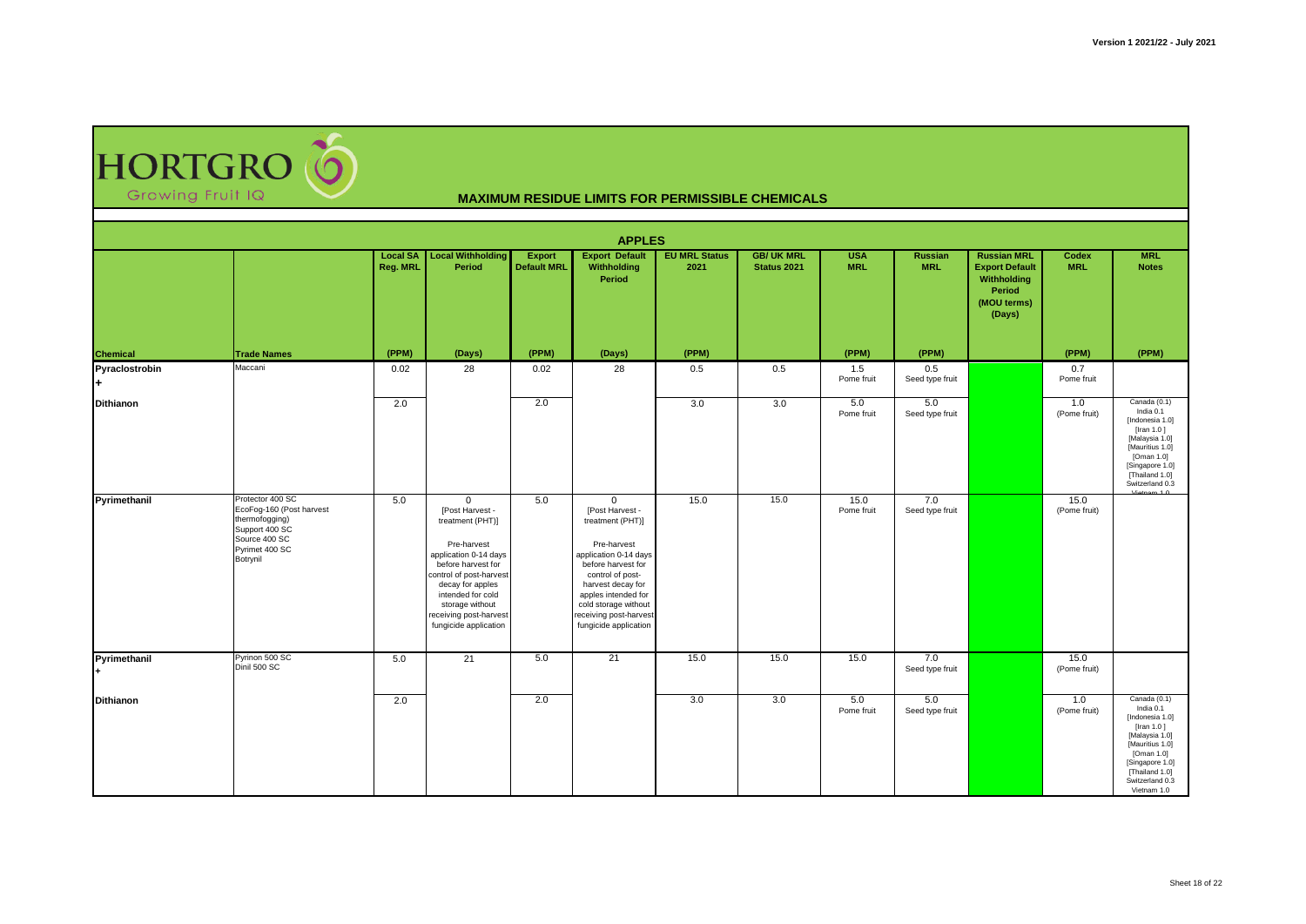# HORTGRO Growing Fruit IQ

## MAXIMUM RESIDUE LIMITS FOR PERMISSIBLE CHEMICALS

### APPLES

| Chemical | Trade Names | Local SA Reg. MRL (PPM) | Local Withholding Period (Days) | Export Default MRL (PPM) | Export Default Withholding Period (Days) | EU MRL Status 2021 (PPM) | GB/ UK MRL Status 2021 | USA MRL (PPM) | Russian MRL (PPM) | Russian MRL Export Default Withholding Period (MOU terms) (Days) | Codex MRL (PPM) | MRL Notes (PPM) |
|---|---|---|---|---|---|---|---|---|---|---|---|---|
| Pyraclostrobin + | Maccani | 0.02 | 28 | 0.02 | 28 | 0.5 | 0.5 | 1.5 Pome fruit | 0.5 Seed type fruit | | 0.7 Pome fruit | |
| Dithianon | | 2.0 | | 2.0 | | 3.0 | 3.0 | 5.0 Pome fruit | 5.0 Seed type fruit | | 1.0 (Pome fruit) | Canada (0.1) India 0.1 [Indonesia 1.0] [Iran 1.0 ] [Malaysia 1.0] [Mauritius 1.0] [Oman 1.0] [Singapore 1.0] [Thailand 1.0] Switzerland 0.3 Vietnam 1.0 |
| Pyrimethanil | Protector 400 SC EcoFog-160 (Post harvest thermofogging) Support 400 SC Source 400 SC Pyrimet 400 SC Botrynil | 5.0 | 0 [Post Harvest - treatment (PHT)] Pre-harvest application 0-14 days before harvest for control of post-harvest decay for apples intended for cold storage without receiving post-harvest fungicide application | 5.0 | 0 [Post Harvest - treatment (PHT)] Pre-harvest application 0-14 days before harvest for control of post-harvest decay for apples intended for cold storage without receiving post-harvest fungicide application | 15.0 | 15.0 | 15.0 Pome fruit | 7.0 Seed type fruit | | 15.0 (Pome fruit) | |
| Pyrimethanil + | Pyrinon 500 SC Dinil 500 SC | 5.0 | 21 | 5.0 | 21 | 15.0 | 15.0 | 15.0 | 7.0 Seed type fruit | | 15.0 (Pome fruit) | |
| Dithianon | | 2.0 | | 2.0 | | 3.0 | 3.0 | 5.0 Pome fruit | 5.0 Seed type fruit | | 1.0 (Pome fruit) | Canada (0.1) India 0.1 [Indonesia 1.0] [Iran 1.0 ] [Malaysia 1.0] [Mauritius 1.0] [Oman 1.0] [Singapore 1.0] [Thailand 1.0] Switzerland 0.3 Vietnam 1.0 |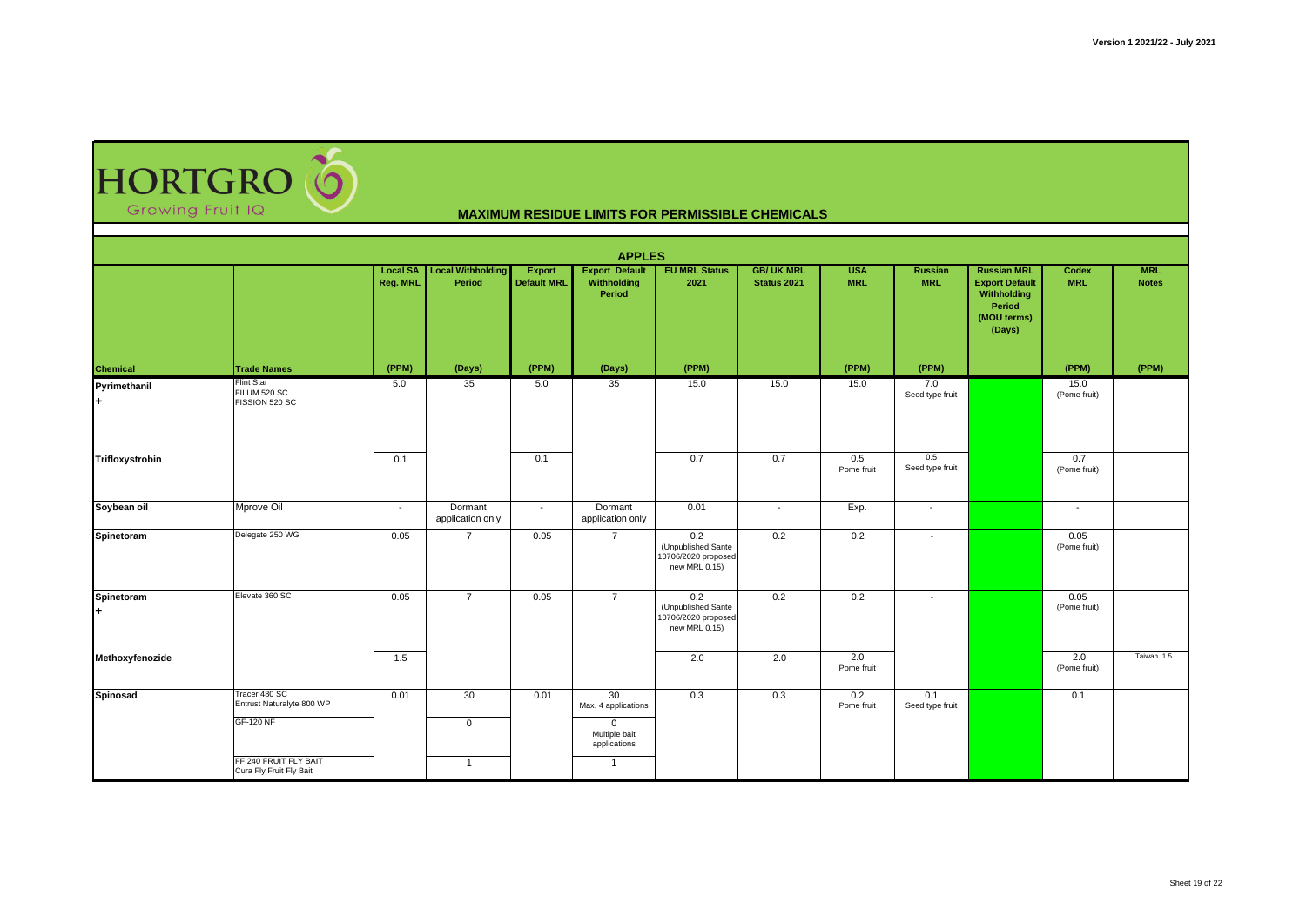**HORTGRO** Growing Fruit IQ

## MAXIMUM RESIDUE LIMITS FOR PERMISSIBLE CHEMICALS

### APPLES

| Chemical | Trade Names | Local SA Reg. MRL (PPM) | Local Withholding Period (Days) | Export Default MRL (PPM) | Export Default Withholding Period (Days) | EU MRL Status 2021 (PPM) | GB/ UK MRL Status 2021 | USA MRL (PPM) | Russian MRL (PPM) | Russian MRL Export Default Withholding Period (MOU terms) (Days) | Codex MRL (PPM) | MRL Notes (PPM) |
|---|---|---|---|---|---|---|---|---|---|---|---|---|
| Pyrimethanil + | Flint Star FILUM 520 SC FISSION 520 SC | 5.0 | 35 | 5.0 | 35 | 15.0 | 15.0 | 15.0 | 7.0 Seed type fruit | | 15.0 (Pome fruit) | |
| Trifloxystrobin | | 0.1 | | 0.1 | | 0.7 | 0.7 | 0.5 Pome fruit | 0.5 Seed type fruit | | 0.7 (Pome fruit) | |
| Soybean oil | Mprove Oil | - | Dormant application only | - | Dormant application only | 0.01 | - | Exp. | - | | - | |
| Spinetoram | Delegate 250 WG | 0.05 | 7 | 0.05 | 7 | 0.2 (Unpublished Sante 10706/2020 proposed new MRL 0.15) | 0.2 | 0.2 | - | | 0.05 (Pome fruit) | |
| Spinetoram + | Elevate 360 SC | 0.05 | 7 | 0.05 | 7 | 0.2 (Unpublished Sante 10706/2020 proposed new MRL 0.15) | 0.2 | 0.2 | - | | 0.05 (Pome fruit) | |
| Methoxyfenozide | | 1.5 | | | | 2.0 | 2.0 | 2.0 Pome fruit | | | 2.0 (Pome fruit) | Taiwan 1.5 |
| Spinosad | Tracer 480 SC Entrust Naturalyte 800 WP | 0.01 | 30 | 0.01 | 30 Max. 4 applications | 0.3 | 0.3 | 0.2 Pome fruit | 0.1 Seed type fruit | | 0.1 | |
| | GF-120 NF | | 0 | | 0 Multiple bait applications | | | | | | | |
| | FF 240 FRUIT FLY BAIT Cura Fly Fruit Fly Bait | | 1 | | 1 | | | | | | | |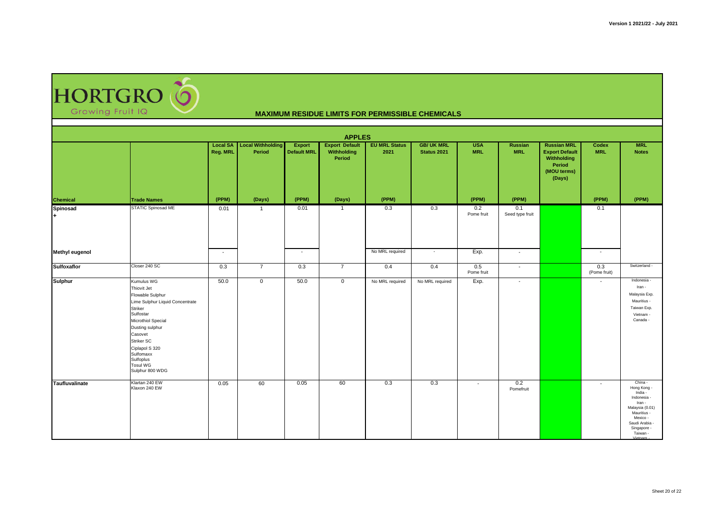# HORTGRO Growing Fruit IQ

## MAXIMUM RESIDUE LIMITS FOR PERMISSIBLE CHEMICALS

### APPLES

| Chemical | Trade Names | Local SA Reg. MRL (PPM) | Local Withholding Period (Days) | Export Default MRL (PPM) | Export Default Withholding Period (Days) | EU MRL Status 2021 (PPM) | GB/ UK MRL Status 2021 | USA MRL (PPM) | Russian MRL (PPM) | Russian MRL Export Default Withholding Period (MOU terms) (Days) | Codex MRL (PPM) | MRL Notes (PPM) |
|---|---|---|---|---|---|---|---|---|---|---|---|---|
| **Spinosad** + | STATIC Spinosad ME | 0.01 | 1 | 0.01 | 1 | 0.3 | 0.3 | 0.2 Pome fruit | 0.1 Seed type fruit | | 0.1 | |
| **Methyl eugenol** | | - | | - | | No MRL required | - | Exp. | - | | - | |
| **Sulfoxaflor** | Closer 240 SC | 0.3 | 7 | 0.3 | 7 | 0.4 | 0.4 | 0.5 Pome fruit | - | | 0.3 (Pome fruit) | Switzerland - |
| **Sulphur** | Kumulus WG<br>Thiovit Jet<br>Flowable Sulphur<br>Lime Sulphur Liquid Concentrate<br>Striker<br>Sulfostar<br>Microthiol Special<br>Dusting sulphur<br>Casovet<br>Striker SC<br>Ciplapol S 320<br>Sulfomaxx<br>Sulfoplus<br>Tosul WG<br>Sulphur 800 WDG | 50.0 | 0 | 50.0 | 0 | No MRL required | No MRL required | Exp. | - | | - | Indonesia -<br>Iran -<br>Malaysia Exp.<br>Mauritius -<br>Taiwan Exp.<br>Vietnam -<br>Canada - |
| **Taufluvalinate** | Klartan 240 EW<br>Klaxon 240 EW | 0.05 | 60 | 0.05 | 60 | 0.3 | 0.3 | - | 0.2 Pomefruit | | - | China -<br>Hong Kong -<br>India -<br>Indonesia -<br>Iran -<br>Malaysia (0.01)<br>Mauritius -<br>Mexico -<br>Saudi Arabia -<br>Singapore -<br>Taiwan -<br>Vietnam - |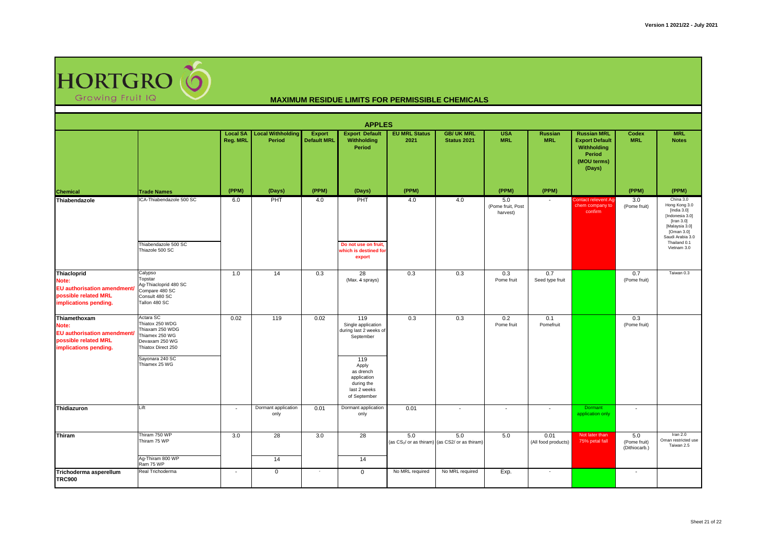**HORTGRO** Growing Fruit IQ

# MAXIMUM RESIDUE LIMITS FOR PERMISSIBLE CHEMICALS

## APPLES

| Chemical | Trade Names | Local SA Reg. MRL | Local Withholding Period | Export Default MRL | Export Default Withholding Period | EU MRL Status 2021 | GB/ UK MRL Status 2021 | USA MRL | Russian MRL | Russian MRL Export Default Withholding Period (MOU terms) (Days) | Codex MRL | MRL Notes |
|---|---|---|---|---|---|---|---|---|---|---|---|---|
| | | (PPM) | (Days) | (PPM) | (Days) | (PPM) | | (PPM) | (PPM) | | (PPM) | (PPM) |
| **Thiabendazole** | ICA-Thiabendazole 500 SC<br>Thiabendazole 500 SC<br>Thiazole 500 SC | 6.0 | PHT | 4.0 | PHT<br>**Do not use on fruit, which is destined for export** | 4.0 | 4.0 | 5.0 (Pome fruit, Post harvest) | - | Contact relevent Ag-chem company to confirm | 3.0 (Pome fruit) | China 3.0<br>Hong Kong 3.0<br>[India 3.0]<br>[Indonesia 3.0]<br>[Iran 3.0]<br>[Malaysia 3.0]<br>[Oman 3.0]<br>Saudi Arabia 3.0<br>Thailand 0.1<br>Vietnam 3.0 |
| **Thiacloprid**<br>**Note: EU authorisation amendment/ possible related MRL implications pending.** | Calypso<br>Topstar<br>Ag-Thiacloprid 480 SC<br>Compare 480 SC<br>Consult 480 SC<br>Tallon 480 SC | 1.0 | 14 | 0.3 | 28 (Max. 4 sprays) | 0.3 | 0.3 | 0.3 Pome fruit | 0.7 Seed type fruit | | 0.7 (Pome fruit) | Taiwan 0.3 |
| **Thiamethoxam**<br>**Note: EU authorisation amendment/ possible related MRL implications pending.** | Actara SC<br>Thiatox 250 WDG<br>Thiaxam 250 WDG<br>Thiamex 250 WG<br>Devaxam 250 WG<br>Thiatox Direct 250<br>Sayonara 240 SC<br>Thiamex 25 WG | 0.02 | 119 | 0.02 | 119 Single application during last 2 weeks of September<br>119 Apply as drench application during the last 2 weeks of September | 0.3 | 0.3 | 0.2 Pome fruit | 0.1 Pomefruit | | 0.3 (Pome fruit) | |
| **Thidiazuron** | Lift | - | Dormant application only | 0.01 | Dormant application only | 0.01 | - | - | - | Dormant application only | - | |
| **Thiram** | Thiram 750 WP<br>Thiram 75 WP<br>Ag-Thiram 800 WP<br>Ram 75 WP | 3.0 | 28<br>14 | 3.0 | 28<br>14 | 5.0 (as $CS_2$/ or as thiram) | 5.0 (as CS2/ or as thiram) | 5.0 | 0.01 (All food products) | Not later than 75% petal fall | 5.0 (Pome fruit) (Dithiocarb.) | Iran 2.0<br>Oman restricted use<br>Taiwan 2.5 |
| **Trichoderma asperellum TRC900** | Real Trichoderma | - | 0 | - | 0 | No MRL required | No MRL required | Exp. | - | | - | |

Version 1 2021/22 - July 2021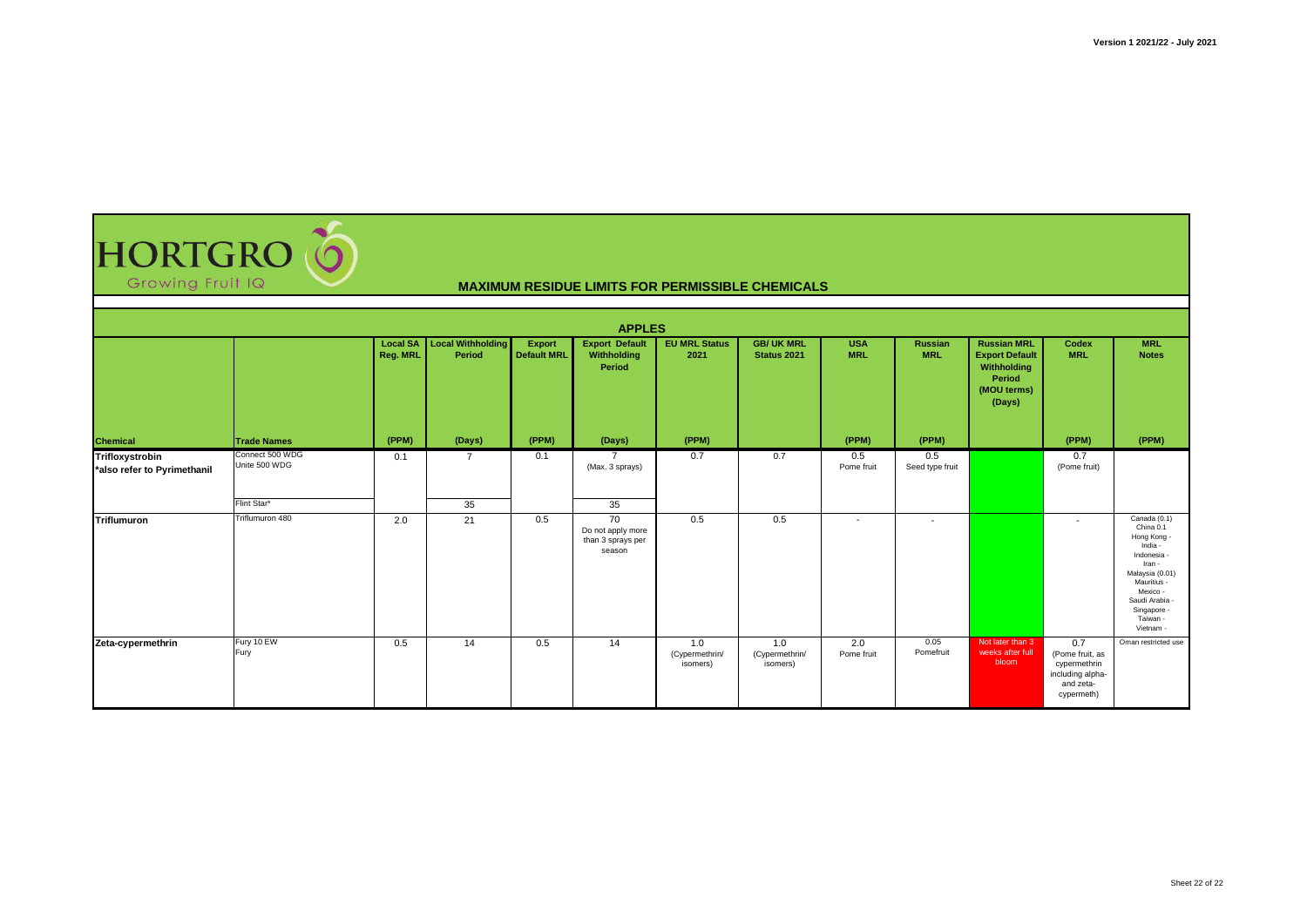HORTGRO Growing Fruit IQ

## MAXIMUM RESIDUE LIMITS FOR PERMISSIBLE CHEMICALS

### APPLES

| Chemical | Trade Names | Local SA Reg. MRL (PPM) | Local Withholding Period (Days) | Export Default MRL (PPM) | Export Default Withholding Period (Days) | EU MRL Status 2021 (PPM) | GB/ UK MRL Status 2021 | USA MRL (PPM) | Russian MRL (PPM) | Russian MRL Export Default Withholding Period (MOU terms) (Days) | Codex MRL (PPM) | MRL Notes (PPM) |
|---|---|---|---|---|---|---|---|---|---|---|---|---|
| **Trifloxystrobin** *also refer to Pyrimethanil | Connect 500 WDG Unite 500 WDG | 0.1 | 7 | 0.1 | 7 (Max. 3 sprays) | 0.7 | 0.7 | 0.5 Pome fruit | 0.5 Seed type fruit | | 0.7 (Pome fruit) | |
| | Flint Star* | | 35 | | 35 | | | | | | | |
| **Triflumuron** | Triflumuron 480 | 2.0 | 21 | 0.5 | 70 Do not apply more than 3 sprays per season | 0.5 | 0.5 | - | - | | - | Canada (0.1) China 0.1 Hong Kong - India - Indonesia - Iran - Malaysia (0.01) Mauritius - Mexico - Saudi Arabia - Singapore - Taiwan - Vietnam - |
| **Zeta-cypermethrin** | Fury 10 EW Fury | 0.5 | 14 | 0.5 | 14 | 1.0 (Cypermethrin/ isomers) | 1.0 (Cypermethrin/ isomers) | 2.0 Pome fruit | 0.05 Pomefruit | Not later than 3 weeks after full bloom | 0.7 (Pome fruit, as cypermethrin including alpha- and zeta- cypermeth) | Oman restricted use |